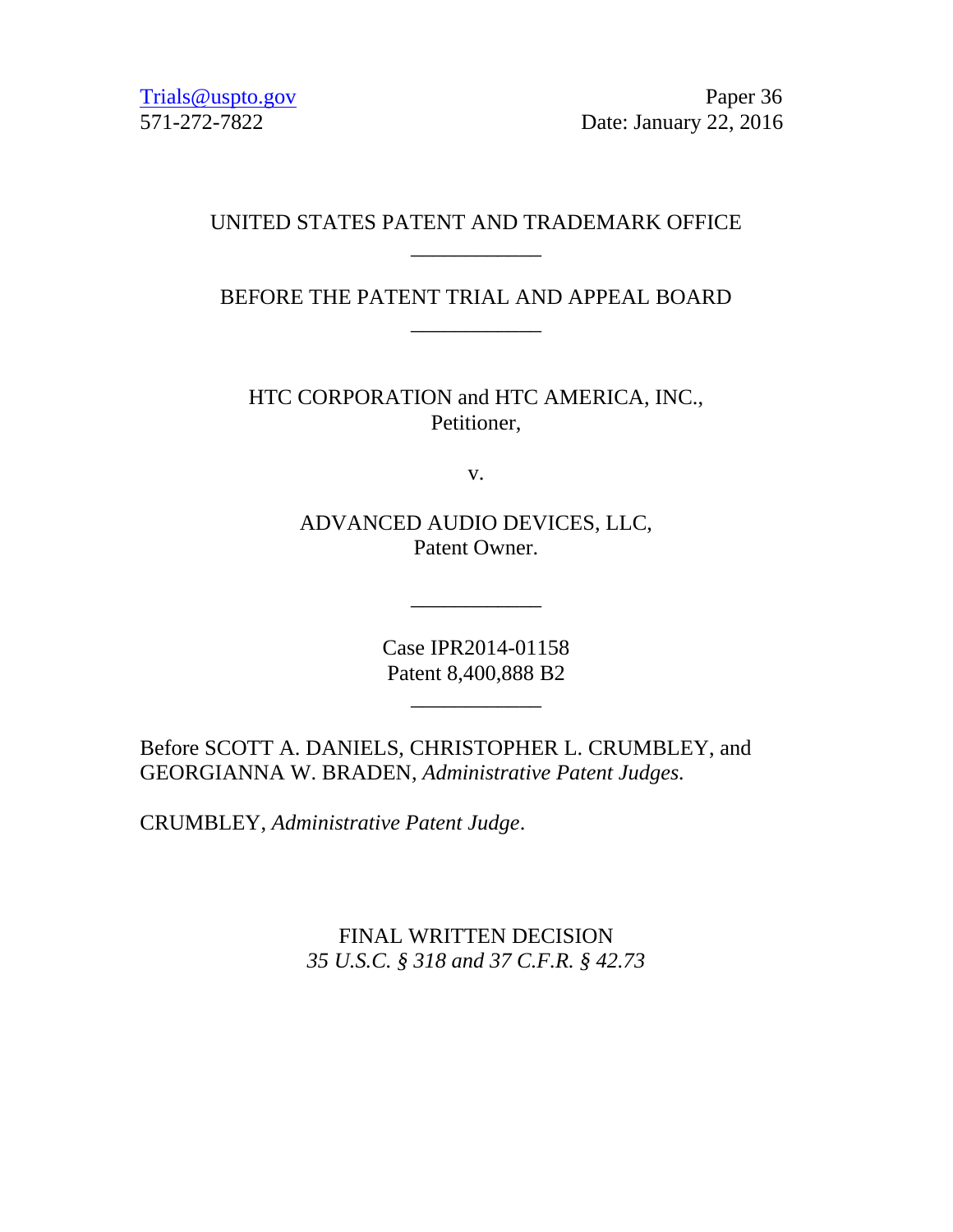Trials@uspto.gov
571-272-7822

Paper 36
Date: January 22, 2016

UNITED STATES PATENT AND TRADEMARK OFFICE

____________

BEFORE THE PATENT TRIAL AND APPEAL BOARD

____________

HTC CORPORATION and HTC AMERICA, INC.,
Petitioner,

v.

ADVANCED AUDIO DEVICES, LLC,
Patent Owner.

____________

Case IPR2014-01158
Patent 8,400,888 B2

____________

Before SCOTT A. DANIELS, CHRISTOPHER L. CRUMBLEY, and GEORGIANNA W. BRADEN, *Administrative Patent Judges.*

CRUMBLEY, *Administrative Patent Judge*.

FINAL WRITTEN DECISION
*35 U.S.C. § 318 and 37 C.F.R. § 42.73*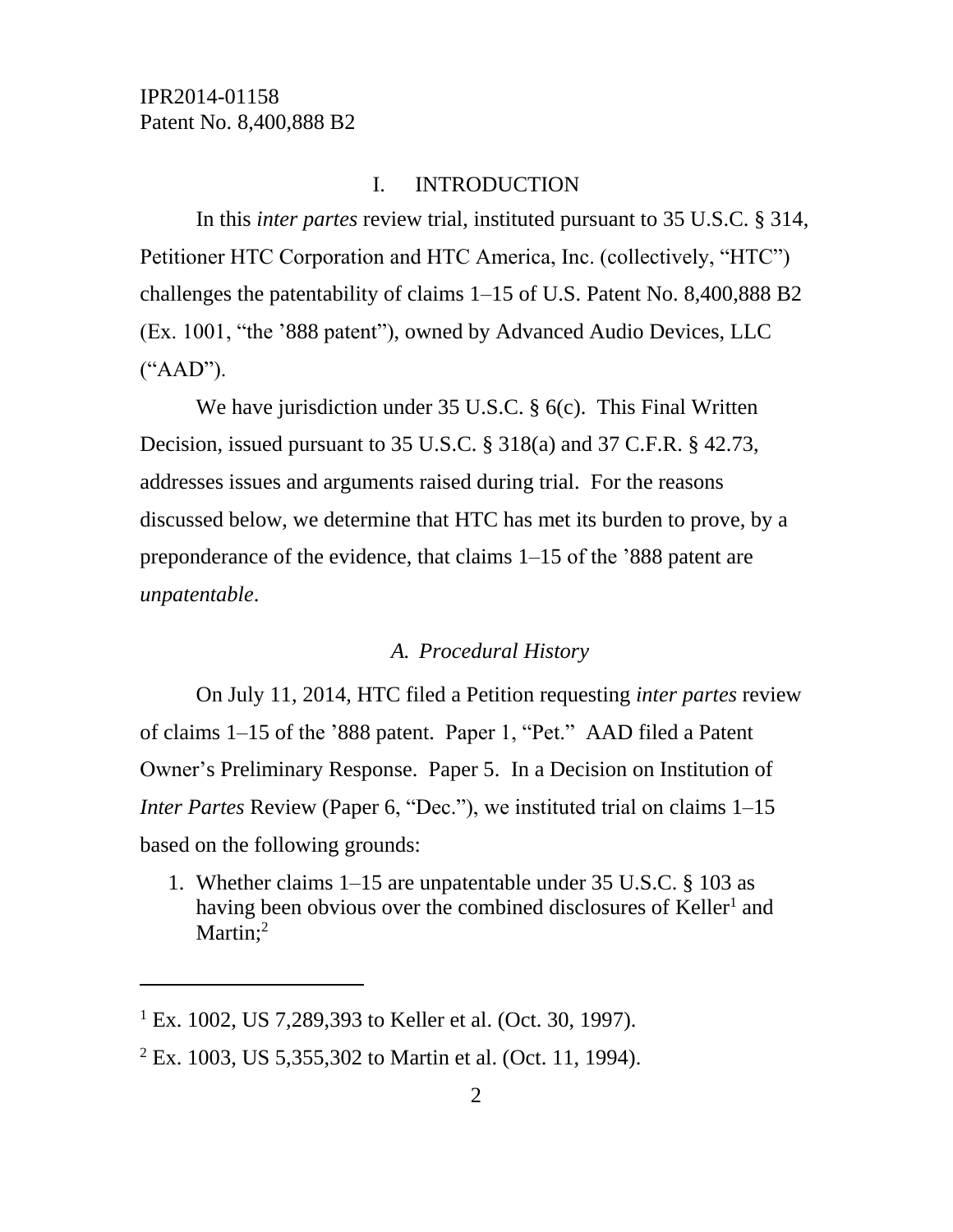IPR2014-01158
Patent No. 8,400,888 B2

## I. INTRODUCTION

In this *inter partes* review trial, instituted pursuant to 35 U.S.C. § 314, Petitioner HTC Corporation and HTC America, Inc. (collectively, "HTC") challenges the patentability of claims 1–15 of U.S. Patent No. 8,400,888 B2 (Ex. 1001, "the '888 patent"), owned by Advanced Audio Devices, LLC ("AAD").

We have jurisdiction under 35 U.S.C. § 6(c). This Final Written Decision, issued pursuant to 35 U.S.C. § 318(a) and 37 C.F.R. § 42.73, addresses issues and arguments raised during trial. For the reasons discussed below, we determine that HTC has met its burden to prove, by a preponderance of the evidence, that claims 1–15 of the '888 patent are *unpatentable*.

### *A. Procedural History*

On July 11, 2014, HTC filed a Petition requesting *inter partes* review of claims 1–15 of the '888 patent. Paper 1, "Pet." AAD filed a Patent Owner's Preliminary Response. Paper 5. In a Decision on Institution of *Inter Partes* Review (Paper 6, "Dec."), we instituted trial on claims 1–15 based on the following grounds:

1. Whether claims 1–15 are unpatentable under 35 U.S.C. § 103 as having been obvious over the combined disclosures of Keller[1] and Martin;[2]

---

[1] Ex. 1002, US 7,289,393 to Keller et al. (Oct. 30, 1997).

[2] Ex. 1003, US 5,355,302 to Martin et al. (Oct. 11, 1994).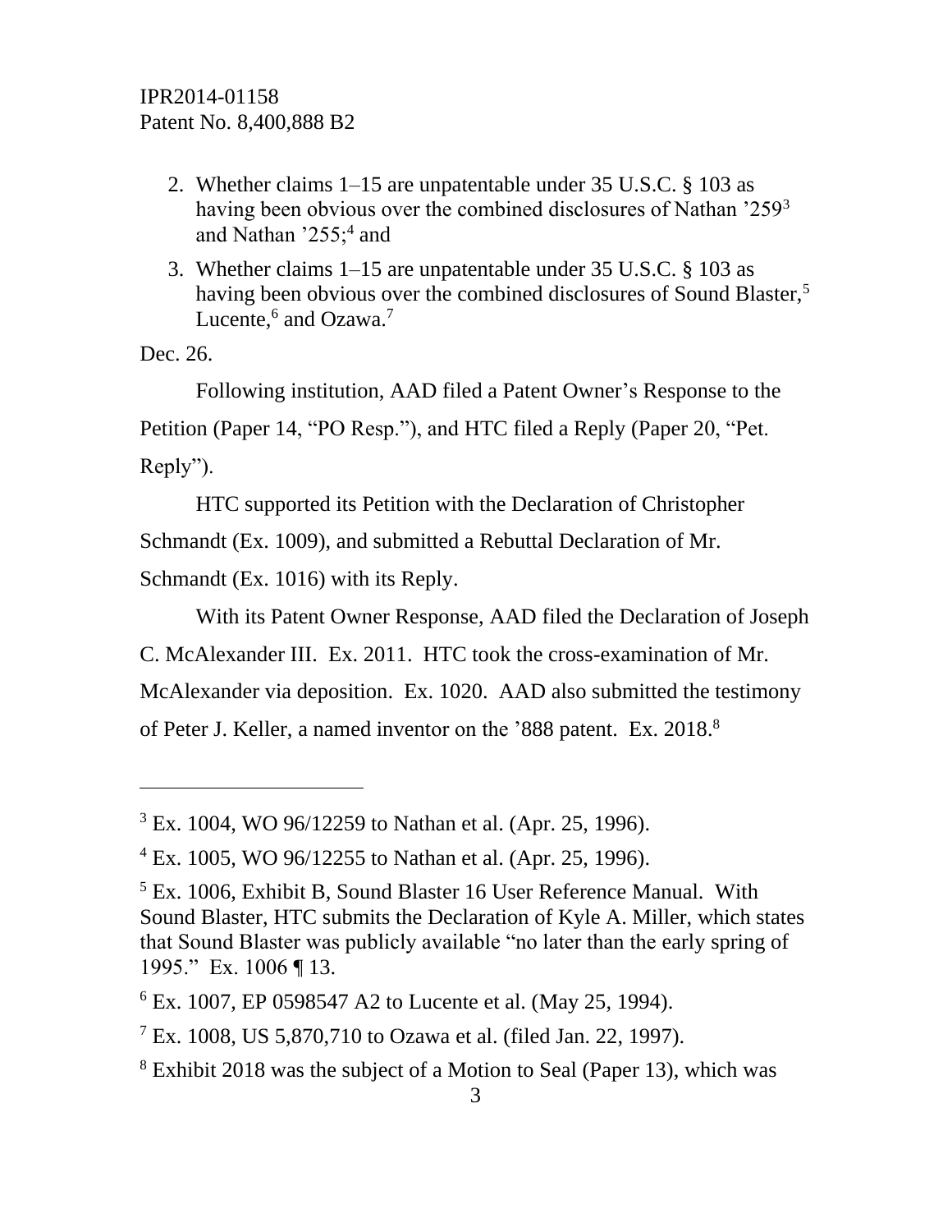2. Whether claims 1–15 are unpatentable under 35 U.S.C. § 103 as having been obvious over the combined disclosures of Nathan '259[3] and Nathan '255;[4] and
3. Whether claims 1–15 are unpatentable under 35 U.S.C. § 103 as having been obvious over the combined disclosures of Sound Blaster,[5] Lucente,[6] and Ozawa.[7]

Dec. 26.

Following institution, AAD filed a Patent Owner's Response to the Petition (Paper 14, "PO Resp."), and HTC filed a Reply (Paper 20, "Pet. Reply").

HTC supported its Petition with the Declaration of Christopher Schmandt (Ex. 1009), and submitted a Rebuttal Declaration of Mr. Schmandt (Ex. 1016) with its Reply.

With its Patent Owner Response, AAD filed the Declaration of Joseph C. McAlexander III. Ex. 2011. HTC took the cross-examination of Mr. McAlexander via deposition. Ex. 1020. AAD also submitted the testimony of Peter J. Keller, a named inventor on the '888 patent. Ex. 2018.[8]

---

[3] Ex. 1004, WO 96/12259 to Nathan et al. (Apr. 25, 1996).

[4] Ex. 1005, WO 96/12255 to Nathan et al. (Apr. 25, 1996).

[5] Ex. 1006, Exhibit B, Sound Blaster 16 User Reference Manual. With Sound Blaster, HTC submits the Declaration of Kyle A. Miller, which states that Sound Blaster was publicly available "no later than the early spring of 1995." Ex. 1006 ¶ 13.

[6] Ex. 1007, EP 0598547 A2 to Lucente et al. (May 25, 1994).

[7] Ex. 1008, US 5,870,710 to Ozawa et al. (filed Jan. 22, 1997).

[8] Exhibit 2018 was the subject of a Motion to Seal (Paper 13), which was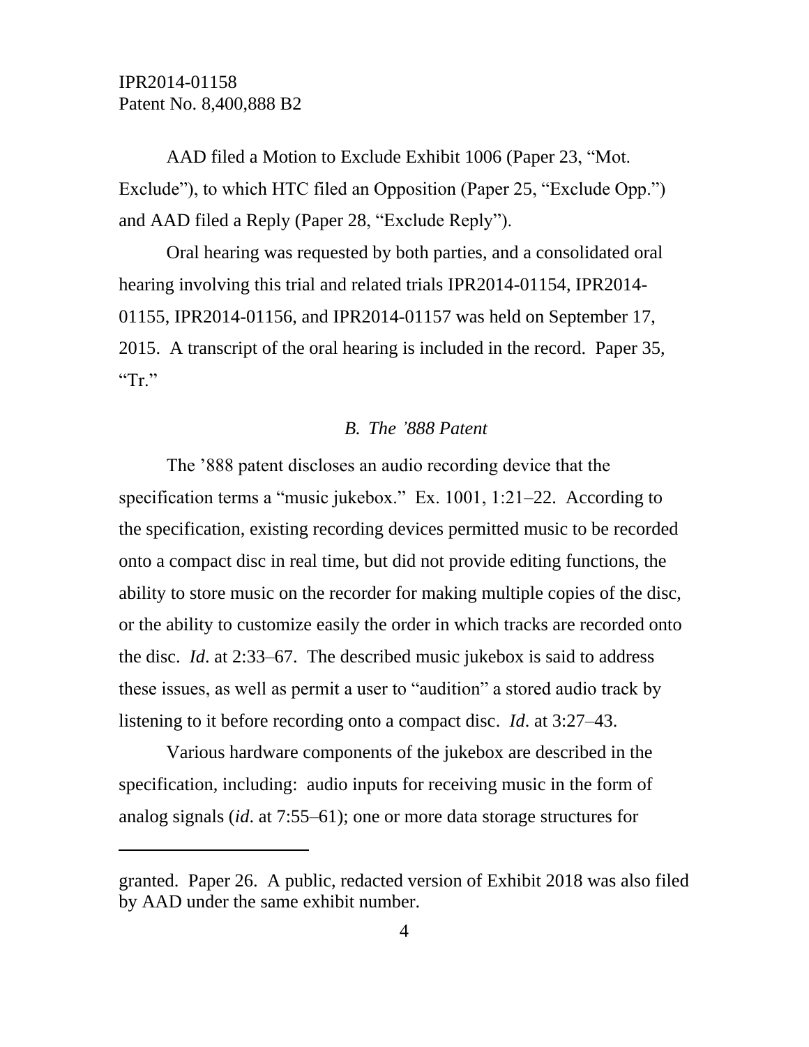AAD filed a Motion to Exclude Exhibit 1006 (Paper 23, "Mot. Exclude"), to which HTC filed an Opposition (Paper 25, "Exclude Opp.") and AAD filed a Reply (Paper 28, "Exclude Reply").

Oral hearing was requested by both parties, and a consolidated oral hearing involving this trial and related trials IPR2014-01154, IPR2014-01155, IPR2014-01156, and IPR2014-01157 was held on September 17, 2015. A transcript of the oral hearing is included in the record. Paper 35, "Tr."

### *B. The '888 Patent*

The '888 patent discloses an audio recording device that the specification terms a "music jukebox." Ex. 1001, 1:21–22. According to the specification, existing recording devices permitted music to be recorded onto a compact disc in real time, but did not provide editing functions, the ability to store music on the recorder for making multiple copies of the disc, or the ability to customize easily the order in which tracks are recorded onto the disc. *Id*. at 2:33–67. The described music jukebox is said to address these issues, as well as permit a user to "audition" a stored audio track by listening to it before recording onto a compact disc. *Id*. at 3:27–43.

Various hardware components of the jukebox are described in the specification, including: audio inputs for receiving music in the form of analog signals (*id*. at 7:55–61); one or more data storage structures for

---

granted. Paper 26. A public, redacted version of Exhibit 2018 was also filed by AAD under the same exhibit number.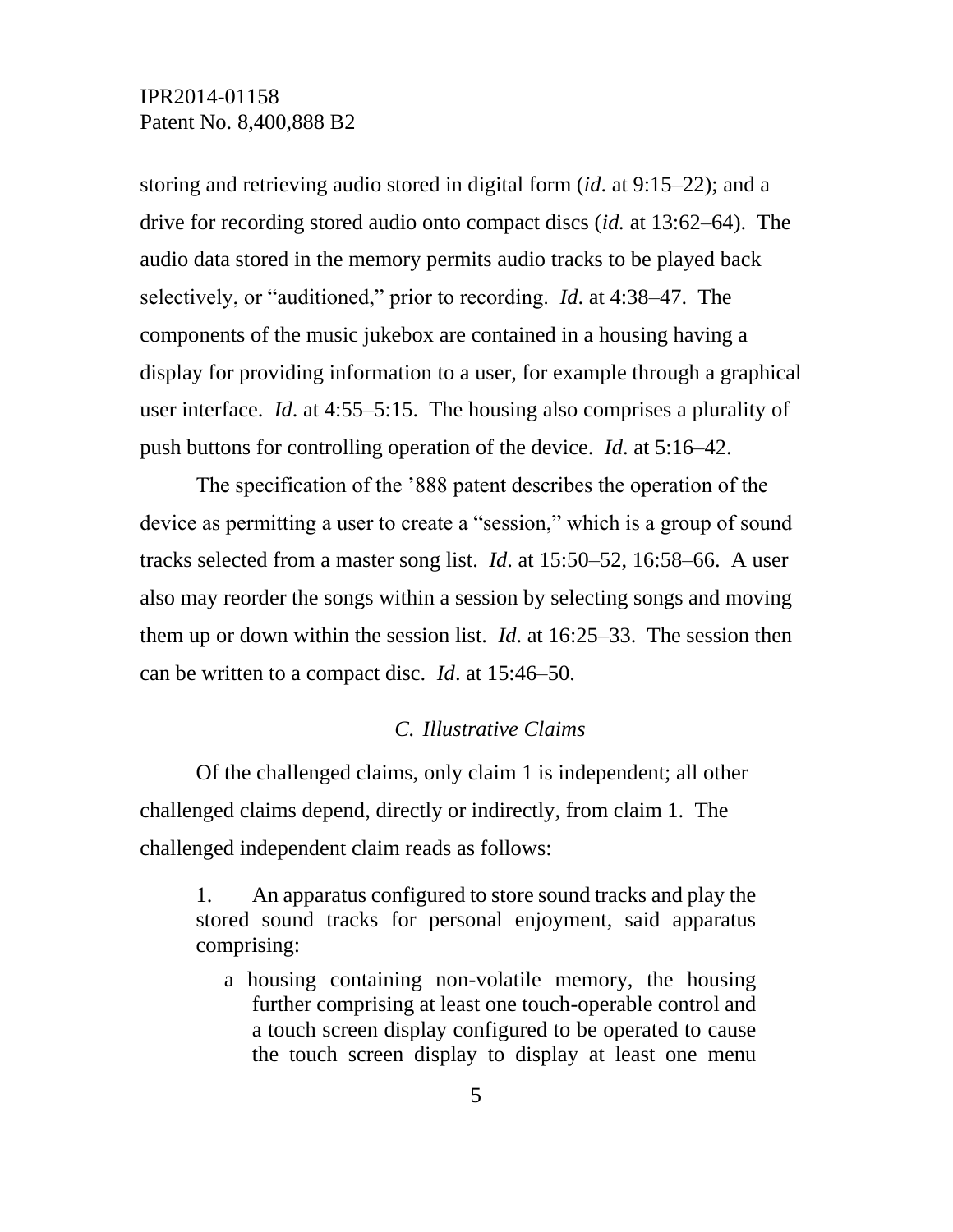storing and retrieving audio stored in digital form (*id*. at 9:15–22); and a drive for recording stored audio onto compact discs (*id.* at 13:62–64). The audio data stored in the memory permits audio tracks to be played back selectively, or "auditioned," prior to recording. *Id*. at 4:38–47. The components of the music jukebox are contained in a housing having a display for providing information to a user, for example through a graphical user interface. *Id*. at 4:55–5:15. The housing also comprises a plurality of push buttons for controlling operation of the device. *Id*. at 5:16–42.

The specification of the '888 patent describes the operation of the device as permitting a user to create a "session," which is a group of sound tracks selected from a master song list. *Id*. at 15:50–52, 16:58–66. A user also may reorder the songs within a session by selecting songs and moving them up or down within the session list. *Id*. at 16:25–33. The session then can be written to a compact disc. *Id*. at 15:46–50.

### *C. Illustrative Claims*

Of the challenged claims, only claim 1 is independent; all other challenged claims depend, directly or indirectly, from claim 1. The challenged independent claim reads as follows:

> 1. An apparatus configured to store sound tracks and play the stored sound tracks for personal enjoyment, said apparatus comprising:
>
> a housing containing non-volatile memory, the housing further comprising at least one touch-operable control and a touch screen display configured to be operated to cause the touch screen display to display at least one menu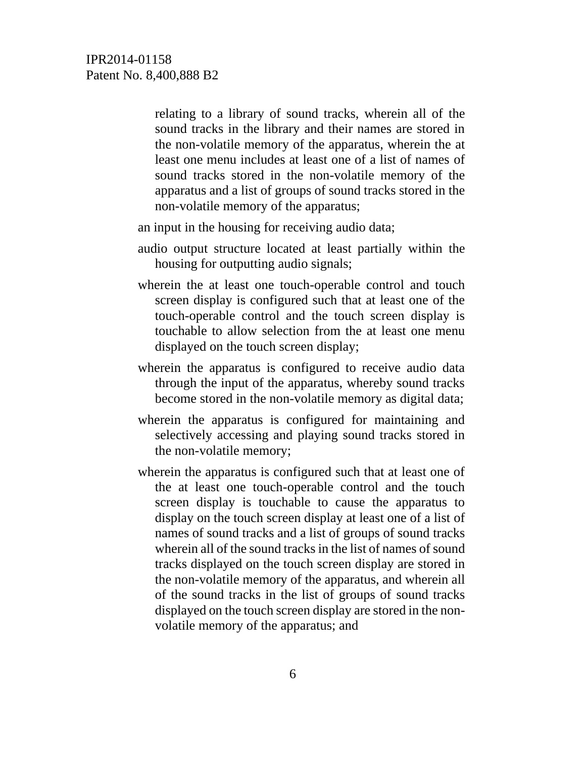relating to a library of sound tracks, wherein all of the sound tracks in the library and their names are stored in the non-volatile memory of the apparatus, wherein the at least one menu includes at least one of a list of names of sound tracks stored in the non-volatile memory of the apparatus and a list of groups of sound tracks stored in the non-volatile memory of the apparatus;

an input in the housing for receiving audio data;

audio output structure located at least partially within the housing for outputting audio signals;

wherein the at least one touch-operable control and touch screen display is configured such that at least one of the touch-operable control and the touch screen display is touchable to allow selection from the at least one menu displayed on the touch screen display;

wherein the apparatus is configured to receive audio data through the input of the apparatus, whereby sound tracks become stored in the non-volatile memory as digital data;

wherein the apparatus is configured for maintaining and selectively accessing and playing sound tracks stored in the non-volatile memory;

wherein the apparatus is configured such that at least one of the at least one touch-operable control and the touch screen display is touchable to cause the apparatus to display on the touch screen display at least one of a list of names of sound tracks and a list of groups of sound tracks wherein all of the sound tracks in the list of names of sound tracks displayed on the touch screen display are stored in the non-volatile memory of the apparatus, and wherein all of the sound tracks in the list of groups of sound tracks displayed on the touch screen display are stored in the non-volatile memory of the apparatus; and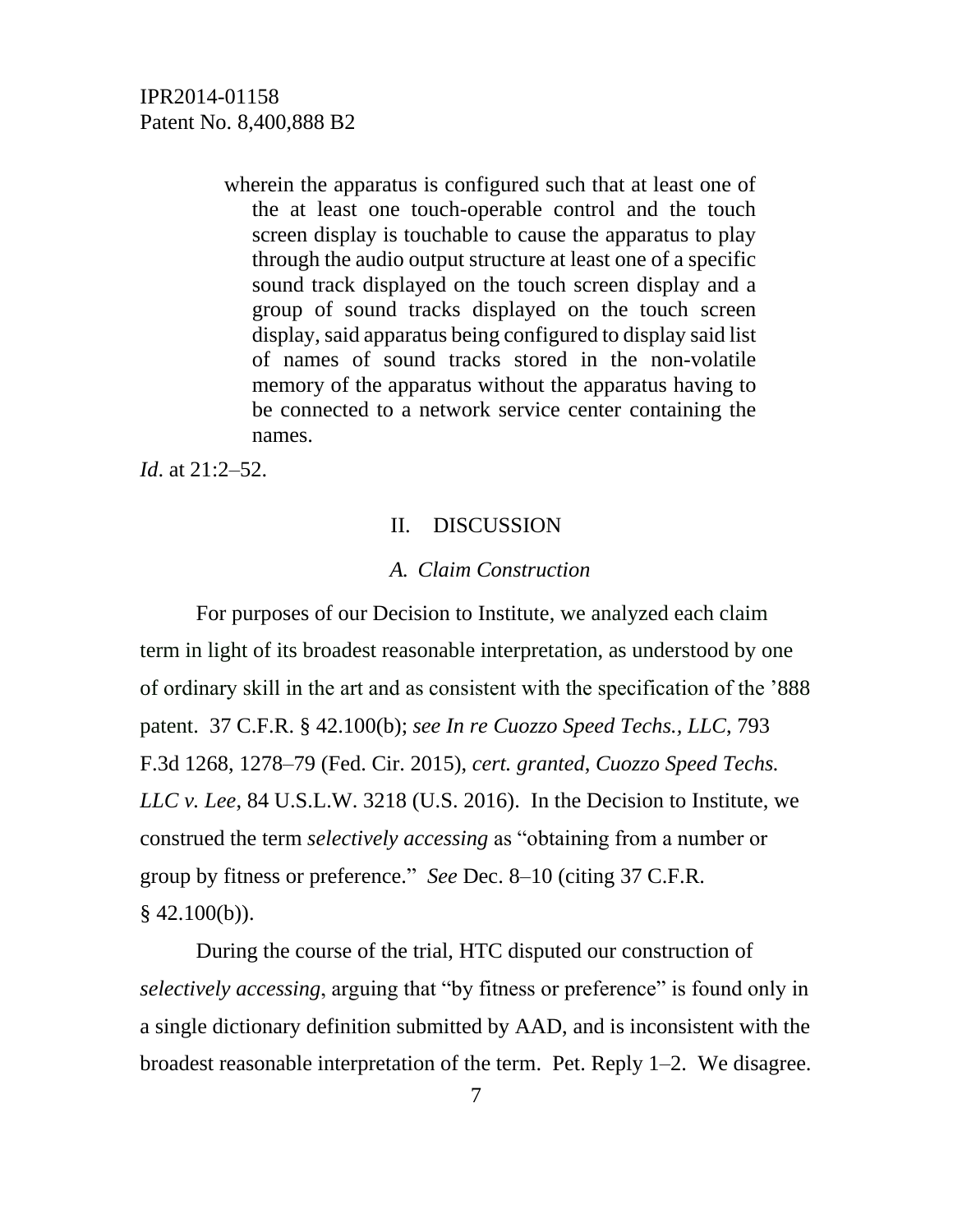> wherein the apparatus is configured such that at least one of the at least one touch-operable control and the touch screen display is touchable to cause the apparatus to play through the audio output structure at least one of a specific sound track displayed on the touch screen display and a group of sound tracks displayed on the touch screen display, said apparatus being configured to display said list of names of sound tracks stored in the non-volatile memory of the apparatus without the apparatus having to be connected to a network service center containing the names.

*Id*. at 21:2–52.

## II. DISCUSSION

### *A. Claim Construction*

For purposes of our Decision to Institute, we analyzed each claim term in light of its broadest reasonable interpretation, as understood by one of ordinary skill in the art and as consistent with the specification of the '888 patent. 37 C.F.R. § 42.100(b); *see In re Cuozzo Speed Techs., LLC*, 793 F.3d 1268, 1278–79 (Fed. Cir. 2015), *cert. granted*, *Cuozzo Speed Techs. LLC v. Lee*, 84 U.S.L.W. 3218 (U.S. 2016). In the Decision to Institute, we construed the term *selectively accessing* as "obtaining from a number or group by fitness or preference." *See* Dec. 8–10 (citing 37 C.F.R. § 42.100(b)).

During the course of the trial, HTC disputed our construction of *selectively accessing*, arguing that "by fitness or preference" is found only in a single dictionary definition submitted by AAD, and is inconsistent with the broadest reasonable interpretation of the term. Pet. Reply 1–2. We disagree.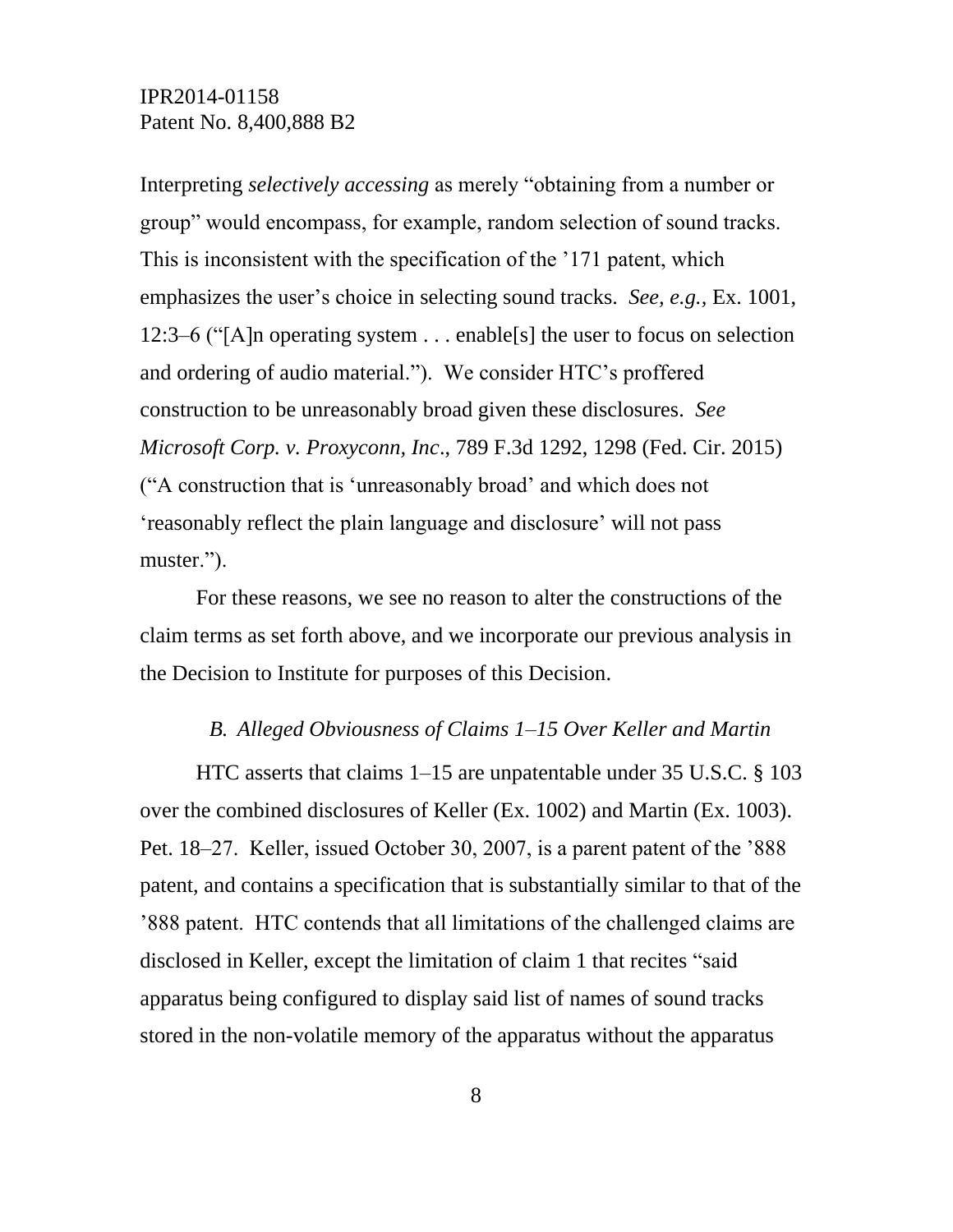Interpreting *selectively accessing* as merely "obtaining from a number or group" would encompass, for example, random selection of sound tracks. This is inconsistent with the specification of the '171 patent, which emphasizes the user's choice in selecting sound tracks. *See, e.g.,* Ex. 1001, 12:3–6 ("[A]n operating system . . . enable[s] the user to focus on selection and ordering of audio material."). We consider HTC's proffered construction to be unreasonably broad given these disclosures. *See Microsoft Corp. v. Proxyconn, Inc*., 789 F.3d 1292, 1298 (Fed. Cir. 2015) ("A construction that is 'unreasonably broad' and which does not 'reasonably reflect the plain language and disclosure' will not pass muster.").

For these reasons, we see no reason to alter the constructions of the claim terms as set forth above, and we incorporate our previous analysis in the Decision to Institute for purposes of this Decision.

### *B. Alleged Obviousness of Claims 1–15 Over Keller and Martin*

HTC asserts that claims 1–15 are unpatentable under 35 U.S.C. § 103 over the combined disclosures of Keller (Ex. 1002) and Martin (Ex. 1003). Pet. 18–27. Keller, issued October 30, 2007, is a parent patent of the '888 patent, and contains a specification that is substantially similar to that of the '888 patent. HTC contends that all limitations of the challenged claims are disclosed in Keller, except the limitation of claim 1 that recites "said apparatus being configured to display said list of names of sound tracks stored in the non-volatile memory of the apparatus without the apparatus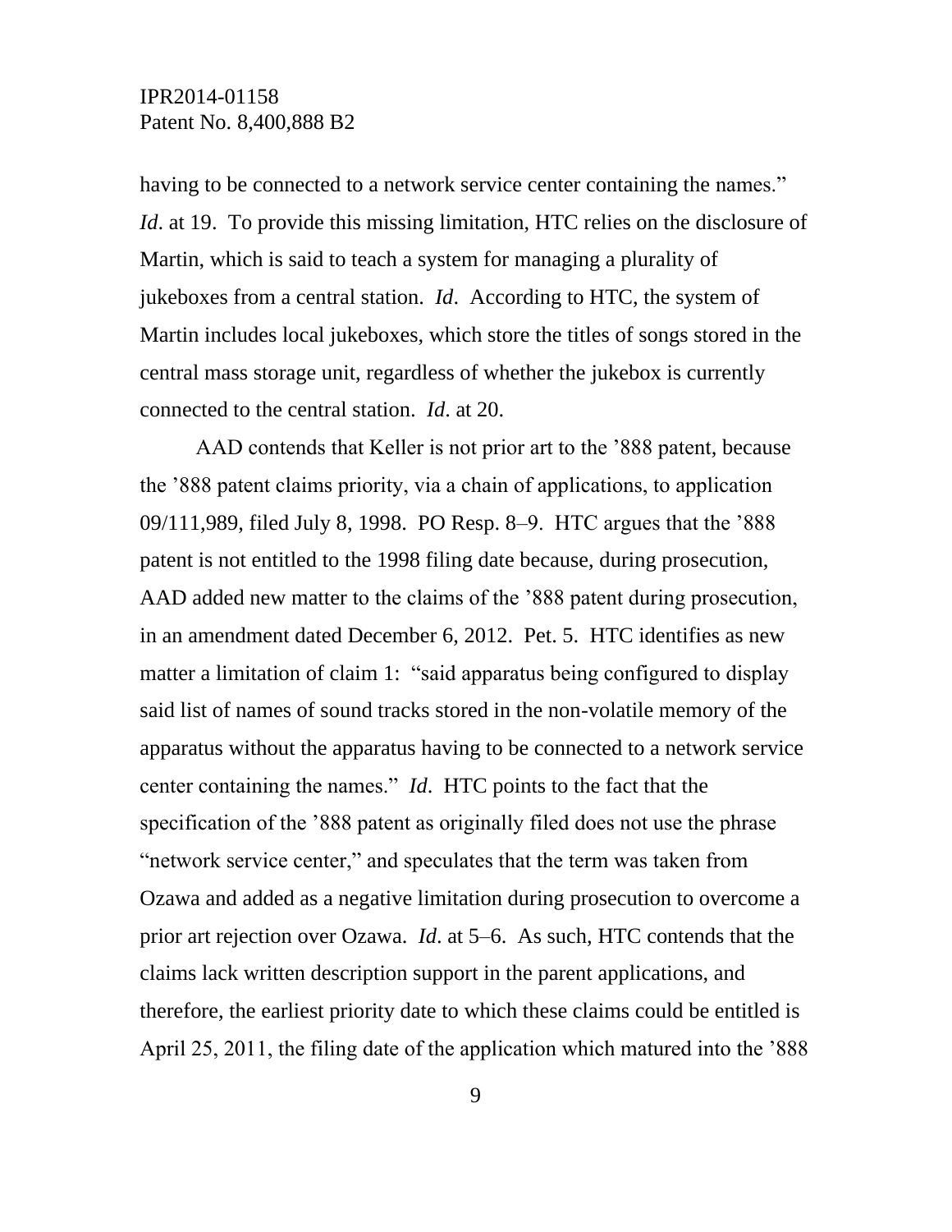having to be connected to a network service center containing the names." *Id*. at 19. To provide this missing limitation, HTC relies on the disclosure of Martin, which is said to teach a system for managing a plurality of jukeboxes from a central station. *Id*. According to HTC, the system of Martin includes local jukeboxes, which store the titles of songs stored in the central mass storage unit, regardless of whether the jukebox is currently connected to the central station. *Id*. at 20.

AAD contends that Keller is not prior art to the '888 patent, because the '888 patent claims priority, via a chain of applications, to application 09/111,989, filed July 8, 1998. PO Resp. 8–9. HTC argues that the '888 patent is not entitled to the 1998 filing date because, during prosecution, AAD added new matter to the claims of the '888 patent during prosecution, in an amendment dated December 6, 2012. Pet. 5. HTC identifies as new matter a limitation of claim 1: "said apparatus being configured to display said list of names of sound tracks stored in the non-volatile memory of the apparatus without the apparatus having to be connected to a network service center containing the names." *Id*. HTC points to the fact that the specification of the '888 patent as originally filed does not use the phrase "network service center," and speculates that the term was taken from Ozawa and added as a negative limitation during prosecution to overcome a prior art rejection over Ozawa. *Id*. at 5–6. As such, HTC contends that the claims lack written description support in the parent applications, and therefore, the earliest priority date to which these claims could be entitled is April 25, 2011, the filing date of the application which matured into the '888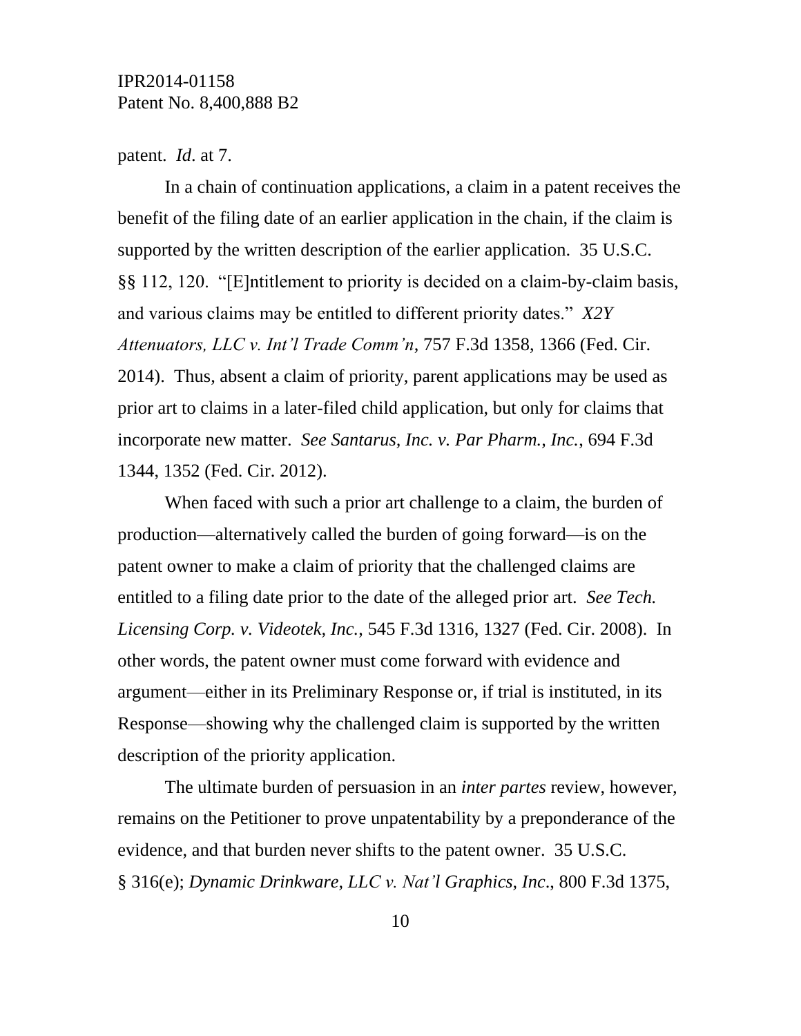patent. *Id*. at 7.

In a chain of continuation applications, a claim in a patent receives the benefit of the filing date of an earlier application in the chain, if the claim is supported by the written description of the earlier application. 35 U.S.C. §§ 112, 120. "[E]ntitlement to priority is decided on a claim-by-claim basis, and various claims may be entitled to different priority dates." *X2Y Attenuators, LLC v. Int'l Trade Comm'n*, 757 F.3d 1358, 1366 (Fed. Cir. 2014). Thus, absent a claim of priority, parent applications may be used as prior art to claims in a later-filed child application, but only for claims that incorporate new matter. *See Santarus, Inc. v. Par Pharm., Inc.*, 694 F.3d 1344, 1352 (Fed. Cir. 2012).

When faced with such a prior art challenge to a claim, the burden of production—alternatively called the burden of going forward—is on the patent owner to make a claim of priority that the challenged claims are entitled to a filing date prior to the date of the alleged prior art. *See Tech. Licensing Corp. v. Videotek, Inc.*, 545 F.3d 1316, 1327 (Fed. Cir. 2008). In other words, the patent owner must come forward with evidence and argument—either in its Preliminary Response or, if trial is instituted, in its Response—showing why the challenged claim is supported by the written description of the priority application.

The ultimate burden of persuasion in an *inter partes* review, however, remains on the Petitioner to prove unpatentability by a preponderance of the evidence, and that burden never shifts to the patent owner. 35 U.S.C. § 316(e); *Dynamic Drinkware, LLC v. Nat'l Graphics, Inc*., 800 F.3d 1375,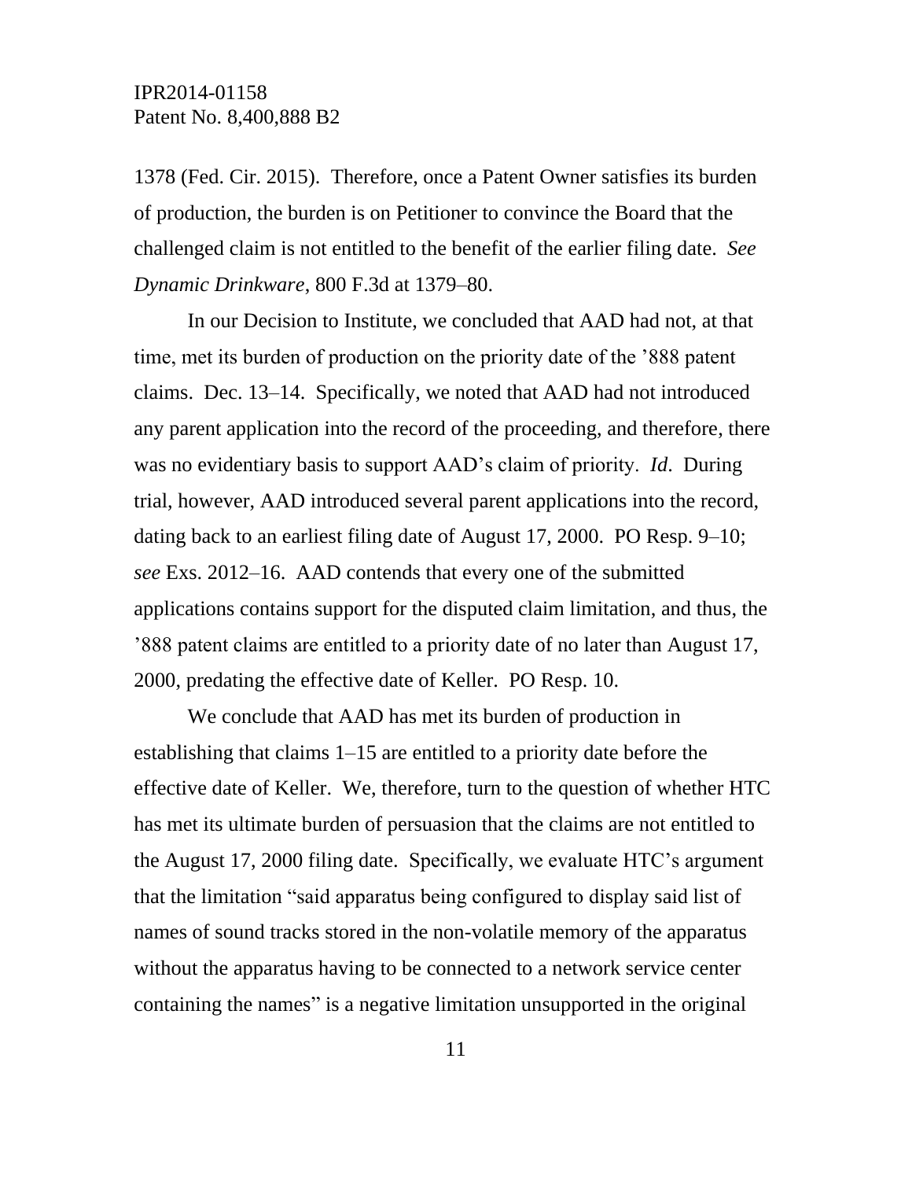1378 (Fed. Cir. 2015). Therefore, once a Patent Owner satisfies its burden of production, the burden is on Petitioner to convince the Board that the challenged claim is not entitled to the benefit of the earlier filing date. *See Dynamic Drinkware*, 800 F.3d at 1379–80.

In our Decision to Institute, we concluded that AAD had not, at that time, met its burden of production on the priority date of the '888 patent claims. Dec. 13–14. Specifically, we noted that AAD had not introduced any parent application into the record of the proceeding, and therefore, there was no evidentiary basis to support AAD's claim of priority. *Id.* During trial, however, AAD introduced several parent applications into the record, dating back to an earliest filing date of August 17, 2000. PO Resp. 9–10; *see* Exs. 2012–16. AAD contends that every one of the submitted applications contains support for the disputed claim limitation, and thus, the '888 patent claims are entitled to a priority date of no later than August 17, 2000, predating the effective date of Keller. PO Resp. 10.

We conclude that AAD has met its burden of production in establishing that claims 1–15 are entitled to a priority date before the effective date of Keller. We, therefore, turn to the question of whether HTC has met its ultimate burden of persuasion that the claims are not entitled to the August 17, 2000 filing date. Specifically, we evaluate HTC's argument that the limitation "said apparatus being configured to display said list of names of sound tracks stored in the non-volatile memory of the apparatus without the apparatus having to be connected to a network service center containing the names" is a negative limitation unsupported in the original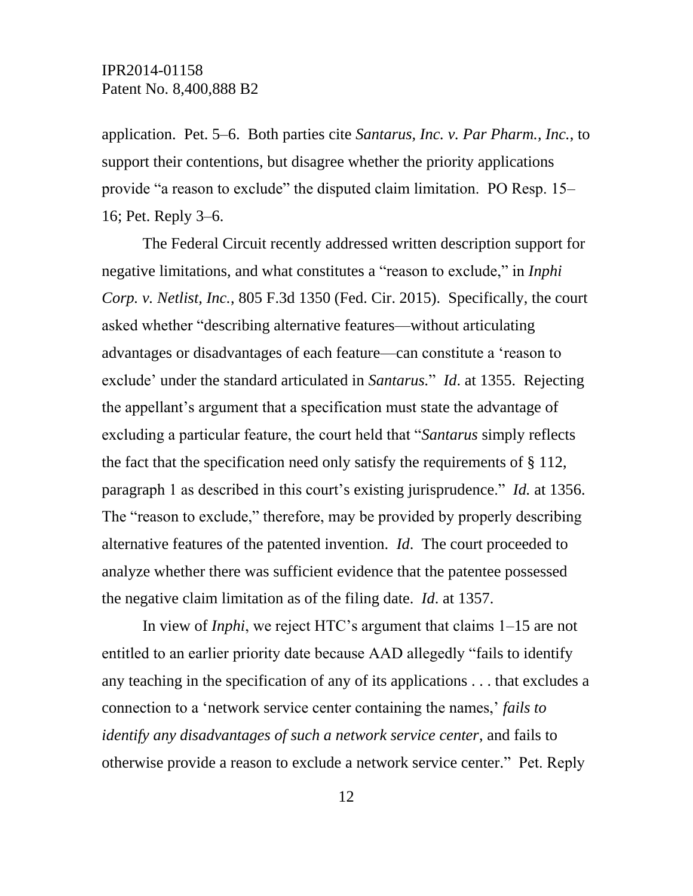application. Pet. 5–6. Both parties cite *Santarus, Inc. v. Par Pharm., Inc.*, to support their contentions, but disagree whether the priority applications provide "a reason to exclude" the disputed claim limitation. PO Resp. 15–16; Pet. Reply 3–6.

The Federal Circuit recently addressed written description support for negative limitations, and what constitutes a "reason to exclude," in *Inphi Corp. v. Netlist, Inc.*, 805 F.3d 1350 (Fed. Cir. 2015). Specifically, the court asked whether "describing alternative features—without articulating advantages or disadvantages of each feature—can constitute a 'reason to exclude' under the standard articulated in *Santarus.*" *Id*. at 1355. Rejecting the appellant's argument that a specification must state the advantage of excluding a particular feature, the court held that "*Santarus* simply reflects the fact that the specification need only satisfy the requirements of § 112, paragraph 1 as described in this court's existing jurisprudence." *Id.* at 1356. The "reason to exclude," therefore, may be provided by properly describing alternative features of the patented invention. *Id*. The court proceeded to analyze whether there was sufficient evidence that the patentee possessed the negative claim limitation as of the filing date. *Id*. at 1357.

In view of *Inphi*, we reject HTC's argument that claims 1–15 are not entitled to an earlier priority date because AAD allegedly "fails to identify any teaching in the specification of any of its applications . . . that excludes a connection to a 'network service center containing the names,' *fails to identify any disadvantages of such a network service center*, and fails to otherwise provide a reason to exclude a network service center." Pet. Reply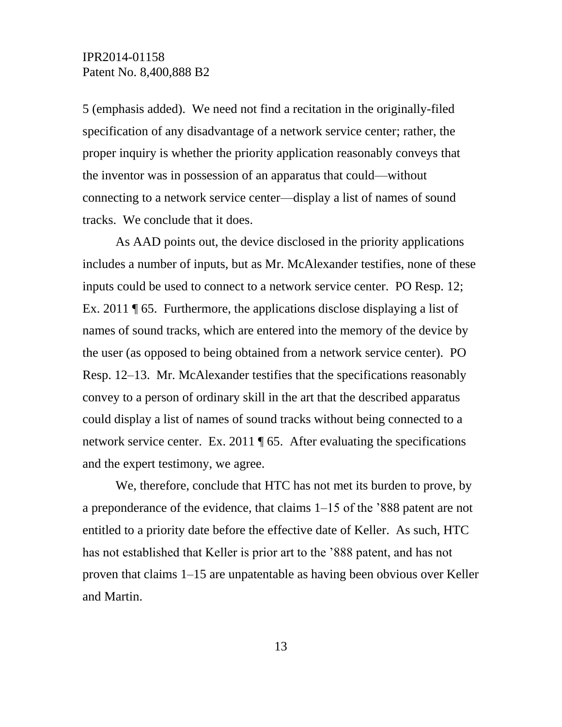5 (emphasis added). We need not find a recitation in the originally-filed specification of any disadvantage of a network service center; rather, the proper inquiry is whether the priority application reasonably conveys that the inventor was in possession of an apparatus that could—without connecting to a network service center—display a list of names of sound tracks. We conclude that it does.

As AAD points out, the device disclosed in the priority applications includes a number of inputs, but as Mr. McAlexander testifies, none of these inputs could be used to connect to a network service center. PO Resp. 12; Ex. 2011 ¶ 65. Furthermore, the applications disclose displaying a list of names of sound tracks, which are entered into the memory of the device by the user (as opposed to being obtained from a network service center). PO Resp. 12–13. Mr. McAlexander testifies that the specifications reasonably convey to a person of ordinary skill in the art that the described apparatus could display a list of names of sound tracks without being connected to a network service center. Ex. 2011 ¶ 65. After evaluating the specifications and the expert testimony, we agree.

We, therefore, conclude that HTC has not met its burden to prove, by a preponderance of the evidence, that claims 1–15 of the '888 patent are not entitled to a priority date before the effective date of Keller. As such, HTC has not established that Keller is prior art to the '888 patent, and has not proven that claims 1–15 are unpatentable as having been obvious over Keller and Martin.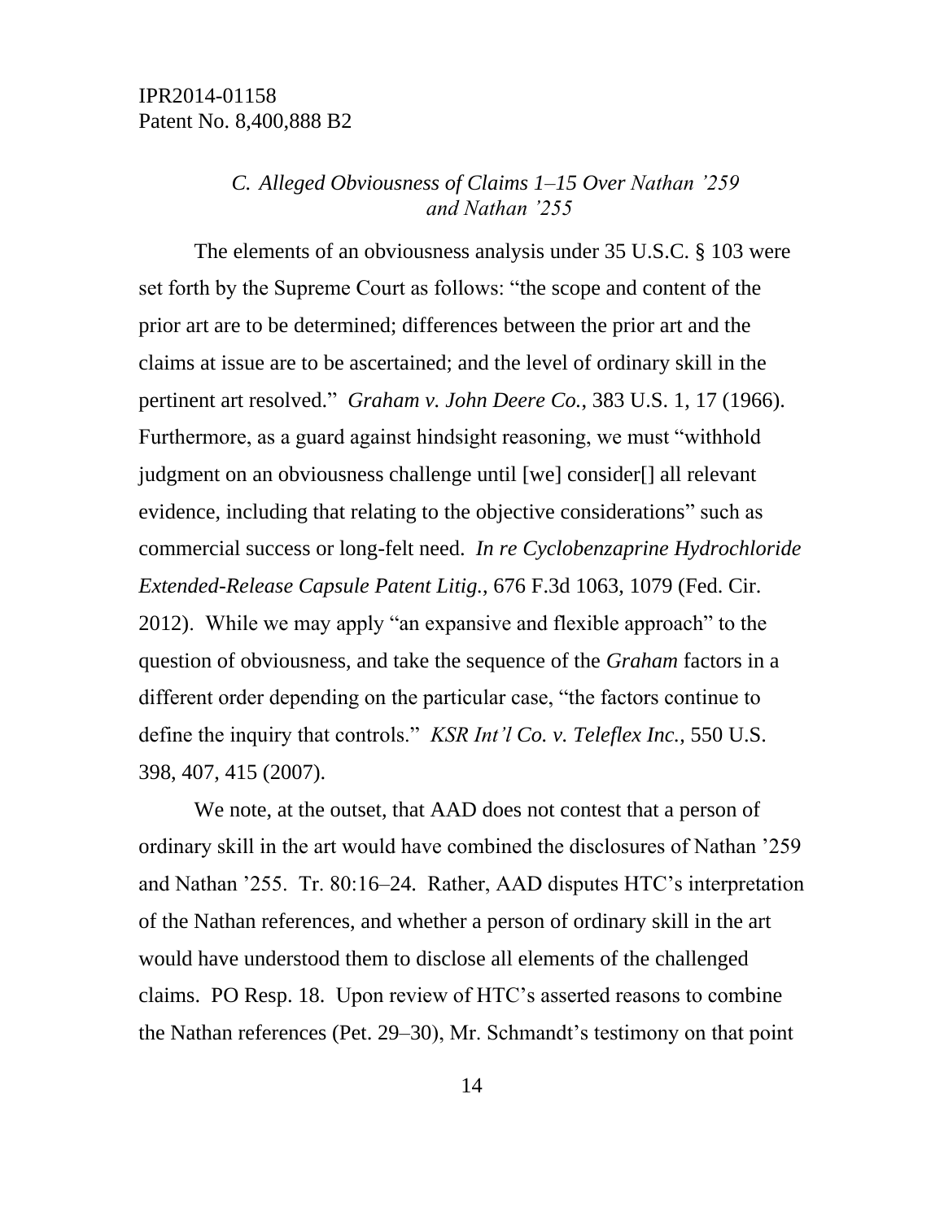### *C. Alleged Obviousness of Claims 1–15 Over Nathan '259 and Nathan '255*

The elements of an obviousness analysis under 35 U.S.C. § 103 were set forth by the Supreme Court as follows: "the scope and content of the prior art are to be determined; differences between the prior art and the claims at issue are to be ascertained; and the level of ordinary skill in the pertinent art resolved." *Graham v. John Deere Co.*, 383 U.S. 1, 17 (1966). Furthermore, as a guard against hindsight reasoning, we must "withhold judgment on an obviousness challenge until [we] consider[] all relevant evidence, including that relating to the objective considerations" such as commercial success or long-felt need. *In re Cyclobenzaprine Hydrochloride Extended-Release Capsule Patent Litig.*, 676 F.3d 1063, 1079 (Fed. Cir. 2012). While we may apply "an expansive and flexible approach" to the question of obviousness, and take the sequence of the *Graham* factors in a different order depending on the particular case, "the factors continue to define the inquiry that controls." *KSR Int'l Co. v. Teleflex Inc.*, 550 U.S. 398, 407, 415 (2007).

We note, at the outset, that AAD does not contest that a person of ordinary skill in the art would have combined the disclosures of Nathan '259 and Nathan '255. Tr. 80:16–24. Rather, AAD disputes HTC's interpretation of the Nathan references, and whether a person of ordinary skill in the art would have understood them to disclose all elements of the challenged claims. PO Resp. 18. Upon review of HTC's asserted reasons to combine the Nathan references (Pet. 29–30), Mr. Schmandt's testimony on that point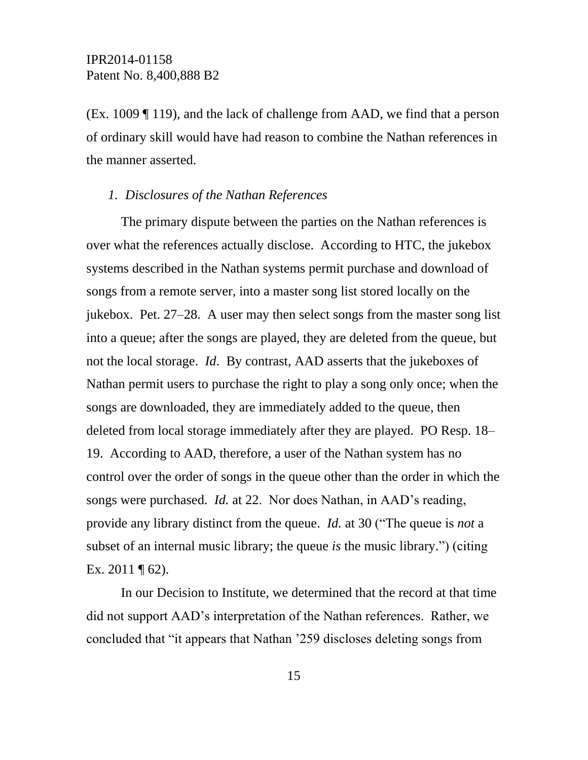(Ex. 1009 ¶ 119), and the lack of challenge from AAD, we find that a person of ordinary skill would have had reason to combine the Nathan references in the manner asserted.

*1. Disclosures of the Nathan References*

The primary dispute between the parties on the Nathan references is over what the references actually disclose. According to HTC, the jukebox systems described in the Nathan systems permit purchase and download of songs from a remote server, into a master song list stored locally on the jukebox. Pet. 27–28. A user may then select songs from the master song list into a queue; after the songs are played, they are deleted from the queue, but not the local storage. *Id*. By contrast, AAD asserts that the jukeboxes of Nathan permit users to purchase the right to play a song only once; when the songs are downloaded, they are immediately added to the queue, then deleted from local storage immediately after they are played. PO Resp. 18–19. According to AAD, therefore, a user of the Nathan system has no control over the order of songs in the queue other than the order in which the songs were purchased. *Id.* at 22. Nor does Nathan, in AAD's reading, provide any library distinct from the queue. *Id.* at 30 ("The queue is *not* a subset of an internal music library; the queue *is* the music library.") (citing Ex. 2011 ¶ 62).

In our Decision to Institute, we determined that the record at that time did not support AAD's interpretation of the Nathan references. Rather, we concluded that "it appears that Nathan '259 discloses deleting songs from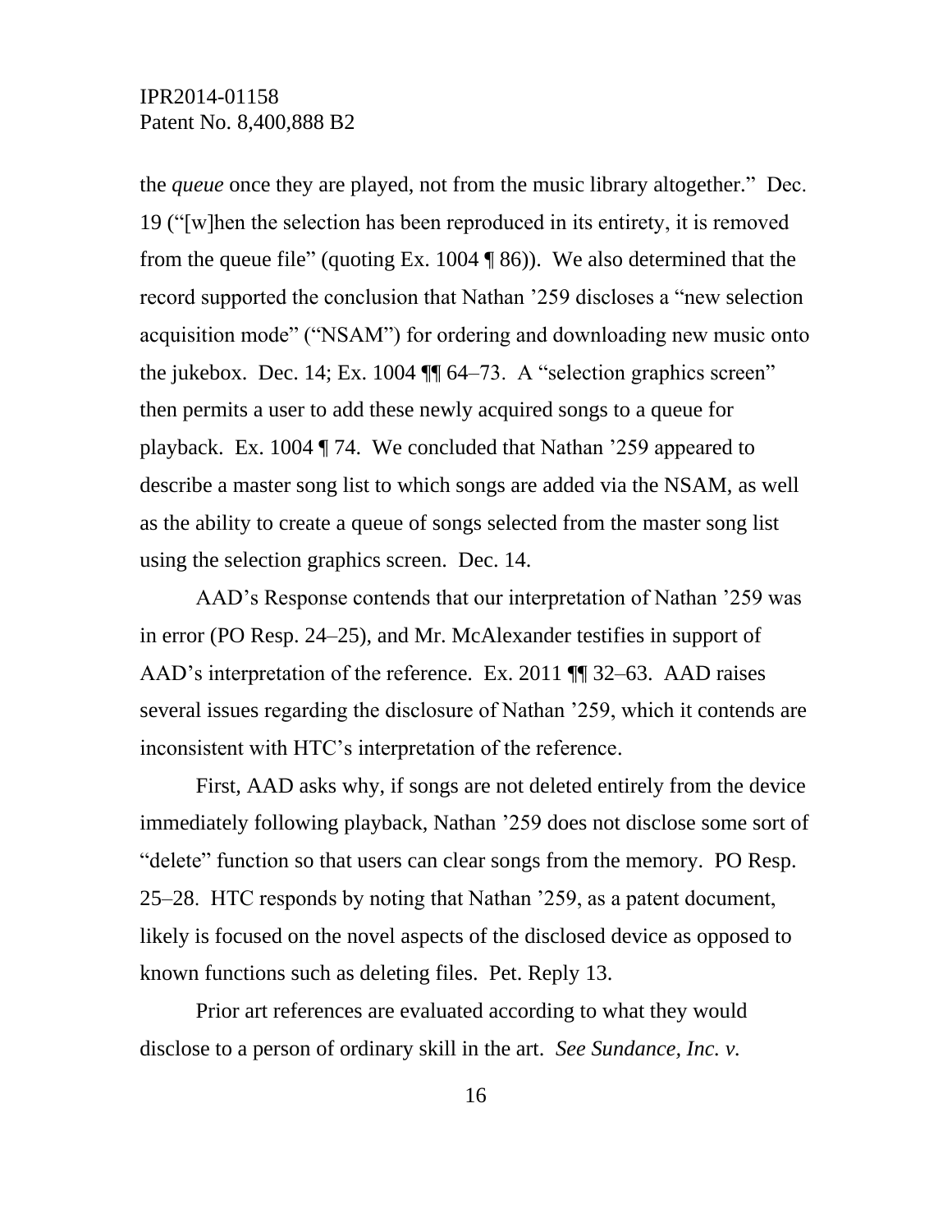the *queue* once they are played, not from the music library altogether." Dec. 19 ("[w]hen the selection has been reproduced in its entirety, it is removed from the queue file" (quoting Ex. 1004 ¶ 86)). We also determined that the record supported the conclusion that Nathan '259 discloses a "new selection acquisition mode" ("NSAM") for ordering and downloading new music onto the jukebox. Dec. 14; Ex. 1004 ¶¶ 64–73. A "selection graphics screen" then permits a user to add these newly acquired songs to a queue for playback. Ex. 1004 ¶ 74. We concluded that Nathan '259 appeared to describe a master song list to which songs are added via the NSAM, as well as the ability to create a queue of songs selected from the master song list using the selection graphics screen. Dec. 14.

AAD's Response contends that our interpretation of Nathan '259 was in error (PO Resp. 24–25), and Mr. McAlexander testifies in support of AAD's interpretation of the reference. Ex. 2011 ¶¶ 32–63. AAD raises several issues regarding the disclosure of Nathan '259, which it contends are inconsistent with HTC's interpretation of the reference.

First, AAD asks why, if songs are not deleted entirely from the device immediately following playback, Nathan '259 does not disclose some sort of "delete" function so that users can clear songs from the memory. PO Resp. 25–28. HTC responds by noting that Nathan '259, as a patent document, likely is focused on the novel aspects of the disclosed device as opposed to known functions such as deleting files. Pet. Reply 13.

Prior art references are evaluated according to what they would disclose to a person of ordinary skill in the art. *See Sundance, Inc. v.*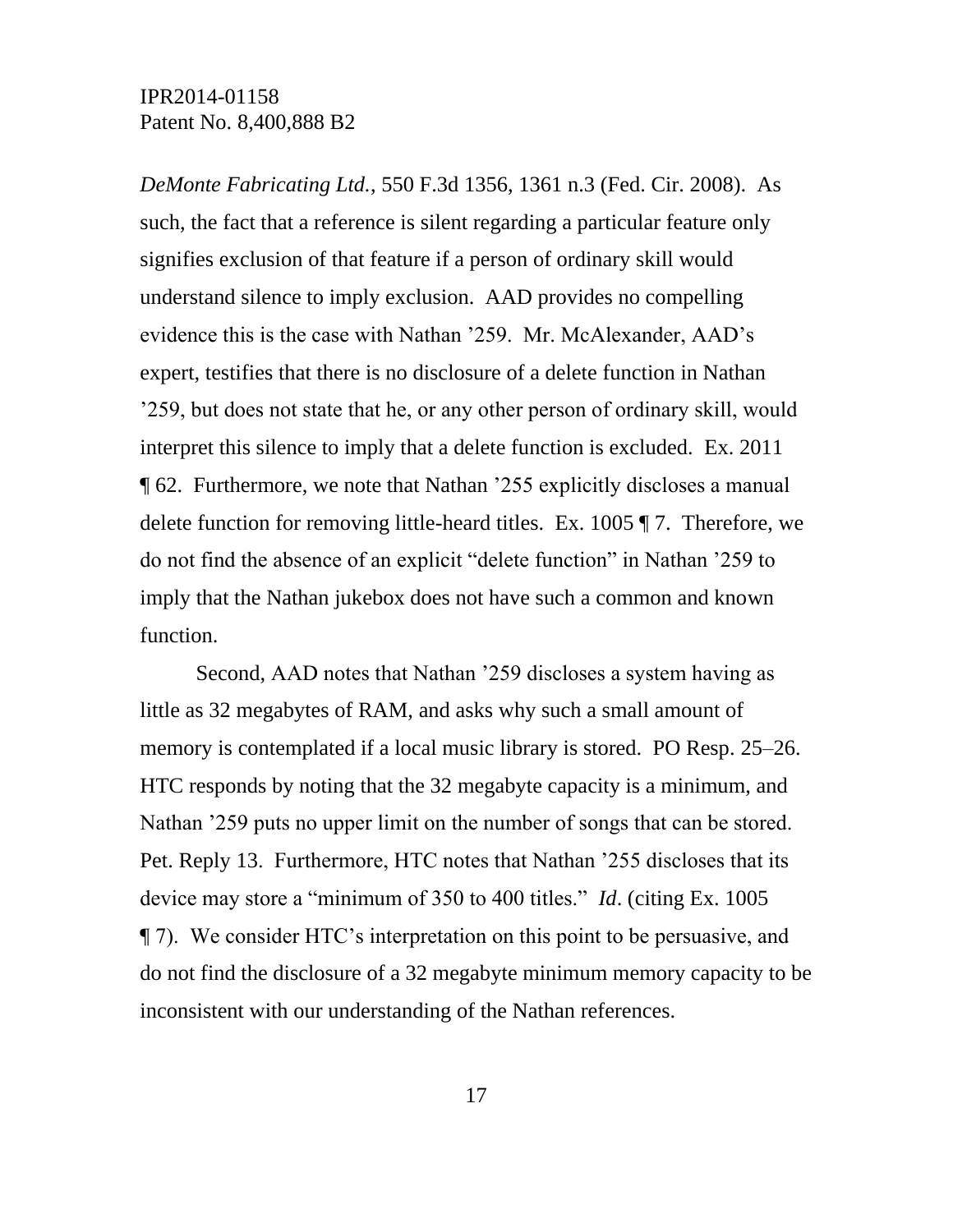*DeMonte Fabricating Ltd.*, 550 F.3d 1356, 1361 n.3 (Fed. Cir. 2008). As such, the fact that a reference is silent regarding a particular feature only signifies exclusion of that feature if a person of ordinary skill would understand silence to imply exclusion. AAD provides no compelling evidence this is the case with Nathan '259. Mr. McAlexander, AAD's expert, testifies that there is no disclosure of a delete function in Nathan '259, but does not state that he, or any other person of ordinary skill, would interpret this silence to imply that a delete function is excluded. Ex. 2011 ¶ 62. Furthermore, we note that Nathan '255 explicitly discloses a manual delete function for removing little-heard titles. Ex. 1005 ¶ 7. Therefore, we do not find the absence of an explicit "delete function" in Nathan '259 to imply that the Nathan jukebox does not have such a common and known function.

Second, AAD notes that Nathan '259 discloses a system having as little as 32 megabytes of RAM, and asks why such a small amount of memory is contemplated if a local music library is stored. PO Resp. 25–26. HTC responds by noting that the 32 megabyte capacity is a minimum, and Nathan '259 puts no upper limit on the number of songs that can be stored. Pet. Reply 13. Furthermore, HTC notes that Nathan '255 discloses that its device may store a "minimum of 350 to 400 titles." *Id*. (citing Ex. 1005 ¶ 7). We consider HTC's interpretation on this point to be persuasive, and do not find the disclosure of a 32 megabyte minimum memory capacity to be inconsistent with our understanding of the Nathan references.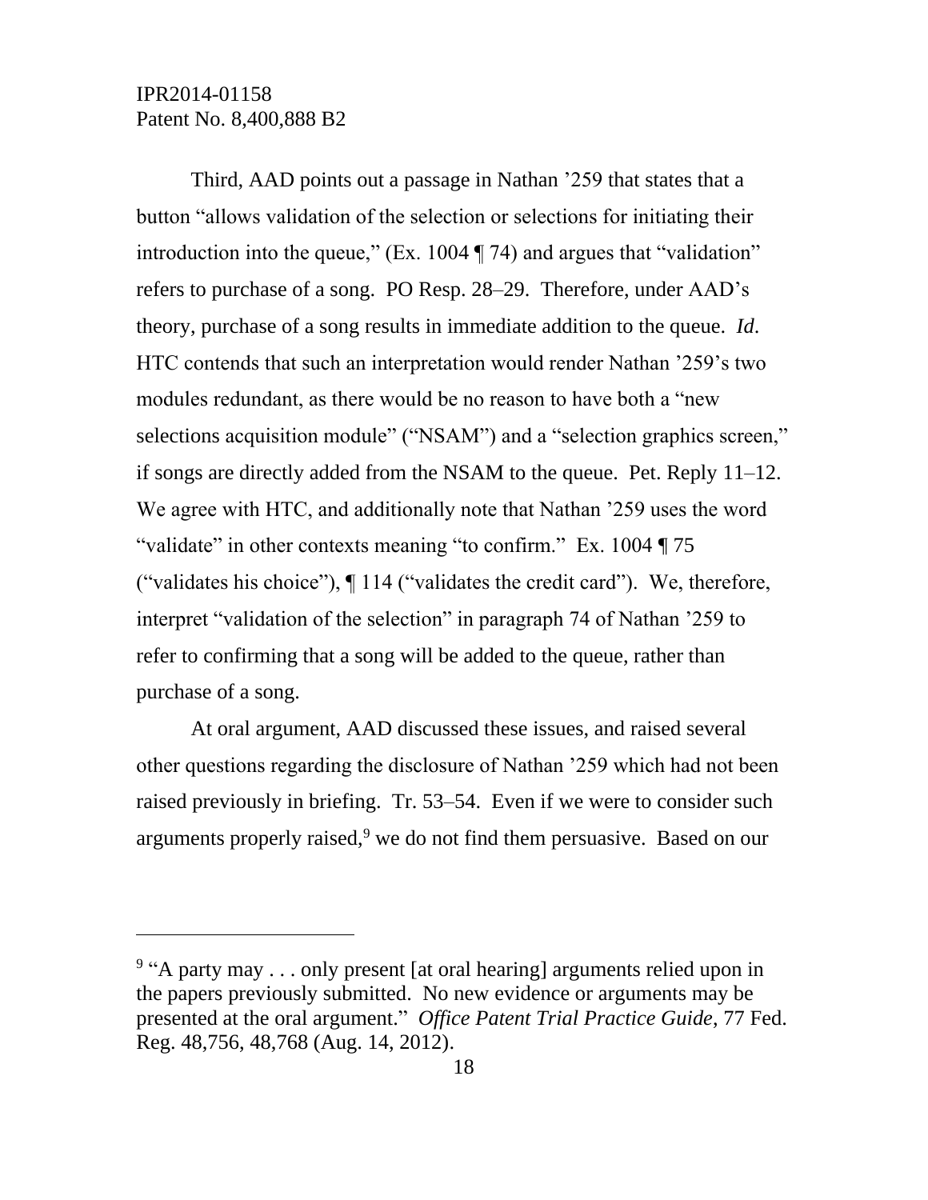Third, AAD points out a passage in Nathan ’259 that states that a button “allows validation of the selection or selections for initiating their introduction into the queue,” (Ex. 1004 ¶ 74) and argues that “validation” refers to purchase of a song. PO Resp. 28–29. Therefore, under AAD’s theory, purchase of a song results in immediate addition to the queue. *Id*. HTC contends that such an interpretation would render Nathan ’259’s two modules redundant, as there would be no reason to have both a “new selections acquisition module” (“NSAM”) and a “selection graphics screen,” if songs are directly added from the NSAM to the queue. Pet. Reply 11–12. We agree with HTC, and additionally note that Nathan ’259 uses the word “validate” in other contexts meaning “to confirm.” Ex. 1004 ¶ 75 (“validates his choice”), ¶ 114 (“validates the credit card”). We, therefore, interpret “validation of the selection” in paragraph 74 of Nathan ’259 to refer to confirming that a song will be added to the queue, rather than purchase of a song.

At oral argument, AAD discussed these issues, and raised several other questions regarding the disclosure of Nathan ’259 which had not been raised previously in briefing. Tr. 53–54. Even if we were to consider such arguments properly raised,[9] we do not find them persuasive. Based on our

---

[9] “A party may . . . only present [at oral hearing] arguments relied upon in the papers previously submitted. No new evidence or arguments may be presented at the oral argument.” *Office Patent Trial Practice Guide*, 77 Fed. Reg. 48,756, 48,768 (Aug. 14, 2012).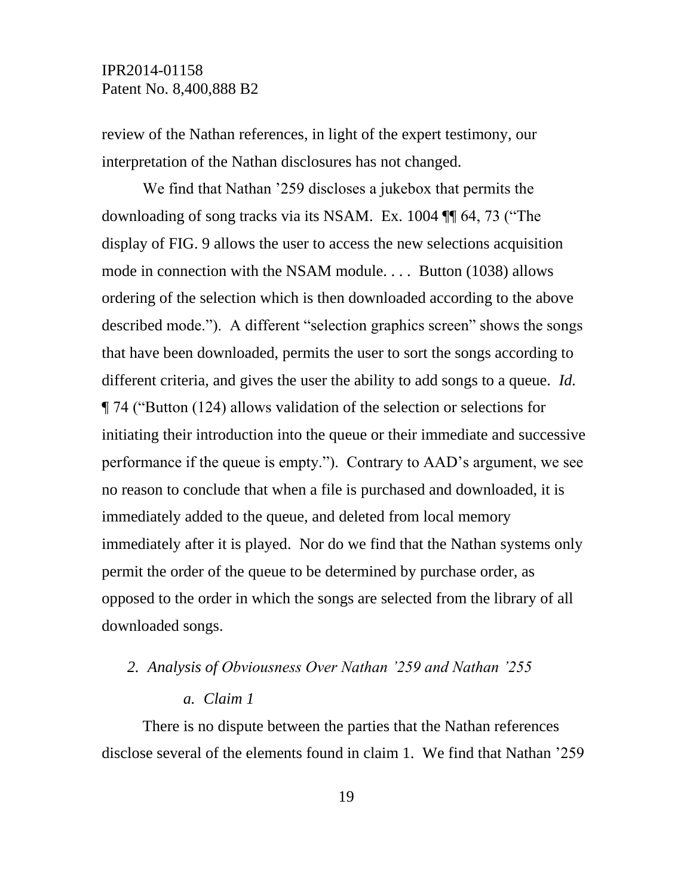review of the Nathan references, in light of the expert testimony, our interpretation of the Nathan disclosures has not changed.

We find that Nathan '259 discloses a jukebox that permits the downloading of song tracks via its NSAM. Ex. 1004 ¶¶ 64, 73 ("The display of FIG. 9 allows the user to access the new selections acquisition mode in connection with the NSAM module. . . . Button (1038) allows ordering of the selection which is then downloaded according to the above described mode."). A different "selection graphics screen" shows the songs that have been downloaded, permits the user to sort the songs according to different criteria, and gives the user the ability to add songs to a queue. *Id.* ¶ 74 ("Button (124) allows validation of the selection or selections for initiating their introduction into the queue or their immediate and successive performance if the queue is empty."). Contrary to AAD's argument, we see no reason to conclude that when a file is purchased and downloaded, it is immediately added to the queue, and deleted from local memory immediately after it is played. Nor do we find that the Nathan systems only permit the order of the queue to be determined by purchase order, as opposed to the order in which the songs are selected from the library of all downloaded songs.

### *2. Analysis of Obviousness Over Nathan '259 and Nathan '255*

#### *a. Claim 1*

There is no dispute between the parties that the Nathan references disclose several of the elements found in claim 1. We find that Nathan '259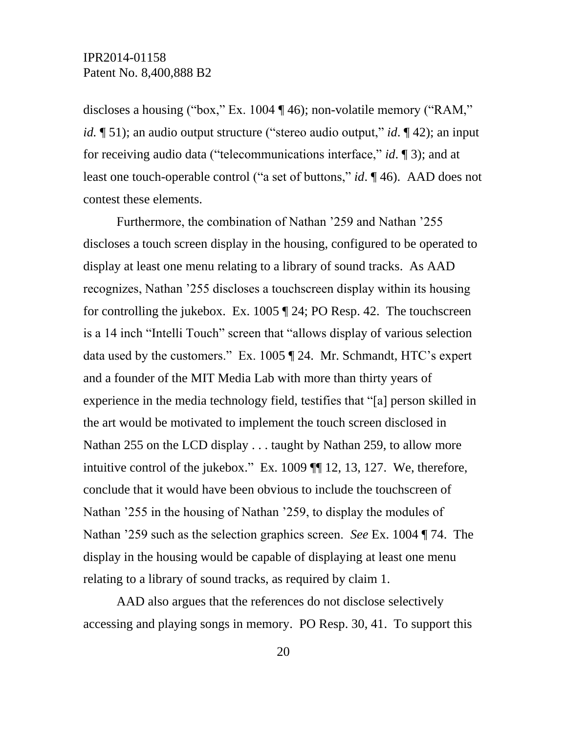discloses a housing (“box,” Ex. 1004 ¶ 46); non-volatile memory (“RAM,” *id.* ¶ 51); an audio output structure (“stereo audio output,” *id*. ¶ 42); an input for receiving audio data (“telecommunications interface,” *id*. ¶ 3); and at least one touch-operable control (“a set of buttons,” *id*. ¶ 46). AAD does not contest these elements.

Furthermore, the combination of Nathan ’259 and Nathan ’255 discloses a touch screen display in the housing, configured to be operated to display at least one menu relating to a library of sound tracks. As AAD recognizes, Nathan ’255 discloses a touchscreen display within its housing for controlling the jukebox. Ex. 1005 ¶ 24; PO Resp. 42. The touchscreen is a 14 inch “Intelli Touch” screen that “allows display of various selection data used by the customers.” Ex. 1005 ¶ 24. Mr. Schmandt, HTC’s expert and a founder of the MIT Media Lab with more than thirty years of experience in the media technology field, testifies that “[a] person skilled in the art would be motivated to implement the touch screen disclosed in Nathan 255 on the LCD display . . . taught by Nathan 259, to allow more intuitive control of the jukebox.” Ex. 1009 ¶¶ 12, 13, 127. We, therefore, conclude that it would have been obvious to include the touchscreen of Nathan ’255 in the housing of Nathan ’259, to display the modules of Nathan ’259 such as the selection graphics screen. *See* Ex. 1004 ¶ 74. The display in the housing would be capable of displaying at least one menu relating to a library of sound tracks, as required by claim 1.

AAD also argues that the references do not disclose selectively accessing and playing songs in memory. PO Resp. 30, 41. To support this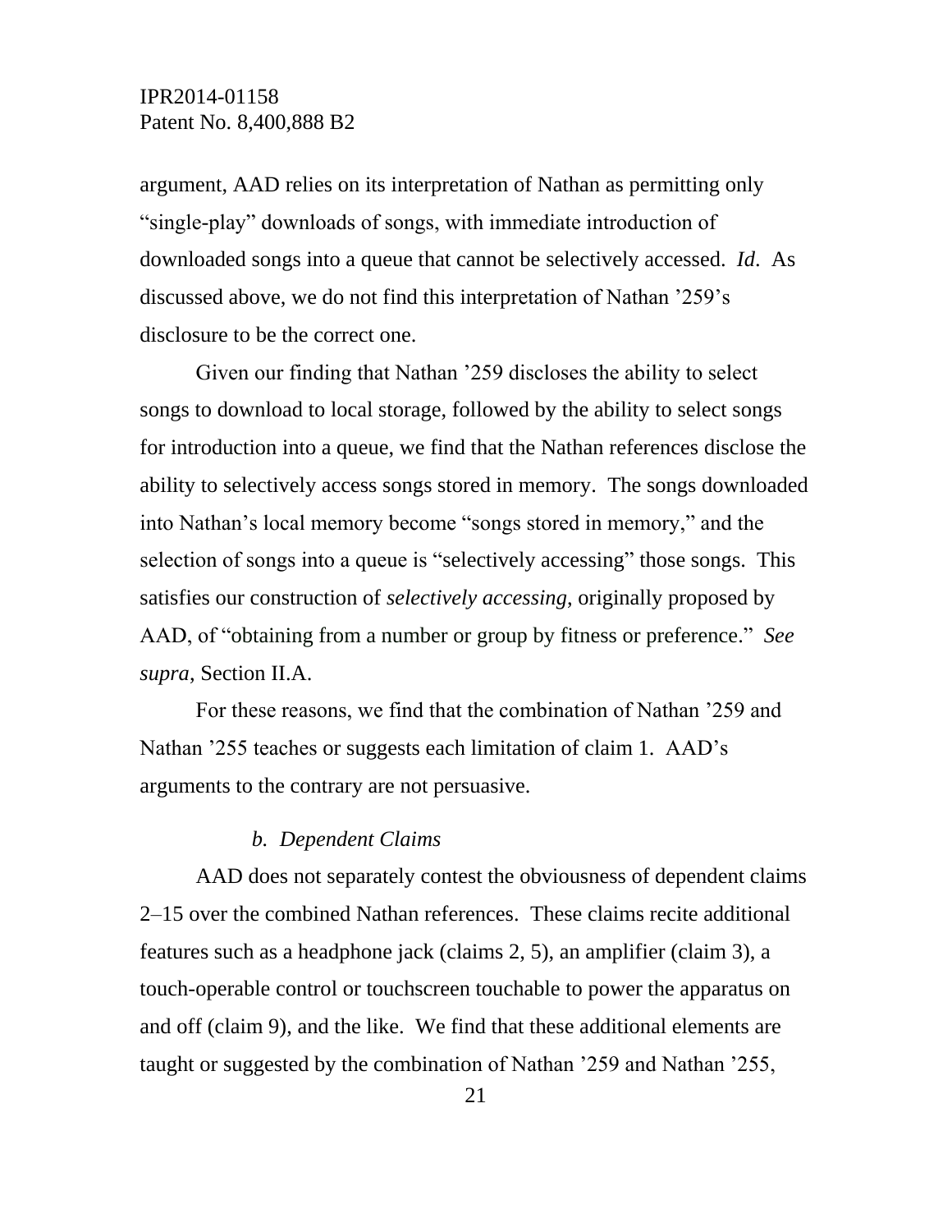argument, AAD relies on its interpretation of Nathan as permitting only "single-play" downloads of songs, with immediate introduction of downloaded songs into a queue that cannot be selectively accessed. *Id*. As discussed above, we do not find this interpretation of Nathan '259's disclosure to be the correct one.

Given our finding that Nathan '259 discloses the ability to select songs to download to local storage, followed by the ability to select songs for introduction into a queue, we find that the Nathan references disclose the ability to selectively access songs stored in memory. The songs downloaded into Nathan's local memory become "songs stored in memory," and the selection of songs into a queue is "selectively accessing" those songs. This satisfies our construction of *selectively accessing*, originally proposed by AAD, of "obtaining from a number or group by fitness or preference." *See supra*, Section II.A.

For these reasons, we find that the combination of Nathan '259 and Nathan '255 teaches or suggests each limitation of claim 1. AAD's arguments to the contrary are not persuasive.

*b. Dependent Claims*

AAD does not separately contest the obviousness of dependent claims 2–15 over the combined Nathan references. These claims recite additional features such as a headphone jack (claims 2, 5), an amplifier (claim 3), a touch-operable control or touchscreen touchable to power the apparatus on and off (claim 9), and the like. We find that these additional elements are taught or suggested by the combination of Nathan '259 and Nathan '255,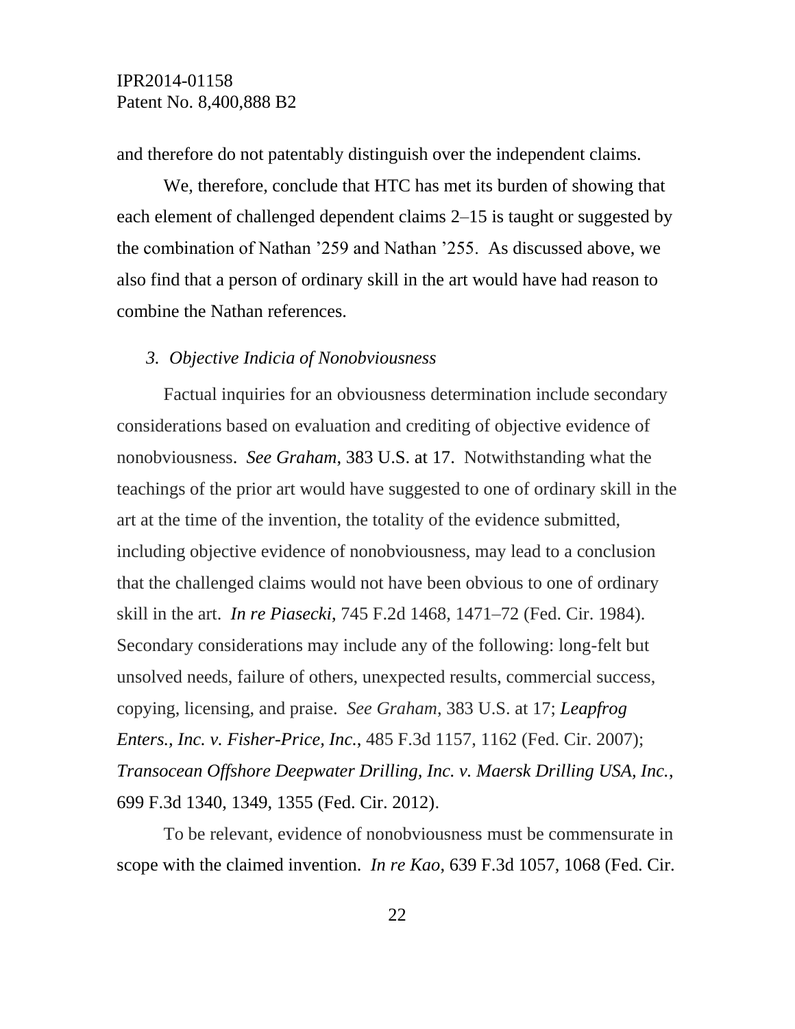and therefore do not patentably distinguish over the independent claims.

We, therefore, conclude that HTC has met its burden of showing that each element of challenged dependent claims 2–15 is taught or suggested by the combination of Nathan '259 and Nathan '255. As discussed above, we also find that a person of ordinary skill in the art would have had reason to combine the Nathan references.

### *3. Objective Indicia of Nonobviousness*

Factual inquiries for an obviousness determination include secondary considerations based on evaluation and crediting of objective evidence of nonobviousness. *See Graham*, 383 U.S. at 17. Notwithstanding what the teachings of the prior art would have suggested to one of ordinary skill in the art at the time of the invention, the totality of the evidence submitted, including objective evidence of nonobviousness, may lead to a conclusion that the challenged claims would not have been obvious to one of ordinary skill in the art. *In re Piasecki*, 745 F.2d 1468, 1471–72 (Fed. Cir. 1984). Secondary considerations may include any of the following: long-felt but unsolved needs, failure of others, unexpected results, commercial success, copying, licensing, and praise. *See Graham*, 383 U.S. at 17; *Leapfrog Enters., Inc. v. Fisher-Price, Inc.*, 485 F.3d 1157, 1162 (Fed. Cir. 2007); *Transocean Offshore Deepwater Drilling, Inc. v. Maersk Drilling USA, Inc.*, 699 F.3d 1340, 1349, 1355 (Fed. Cir. 2012).

To be relevant, evidence of nonobviousness must be commensurate in scope with the claimed invention. *In re Kao*, 639 F.3d 1057, 1068 (Fed. Cir.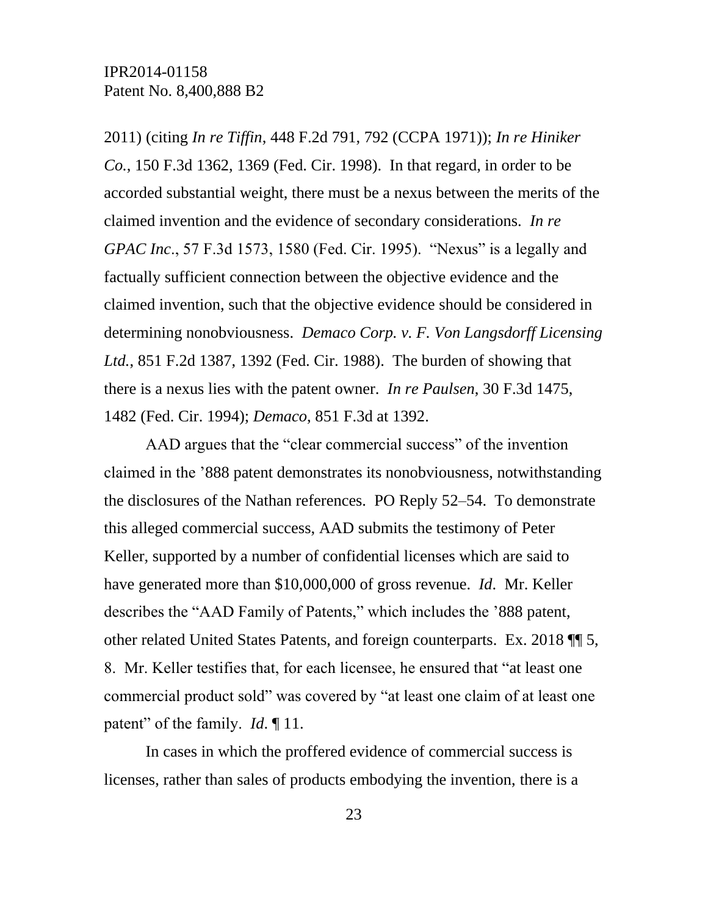2011) (citing *In re Tiffin*, 448 F.2d 791, 792 (CCPA 1971)); *In re Hiniker Co.*, 150 F.3d 1362, 1369 (Fed. Cir. 1998). In that regard, in order to be accorded substantial weight, there must be a nexus between the merits of the claimed invention and the evidence of secondary considerations. *In re GPAC Inc*., 57 F.3d 1573, 1580 (Fed. Cir. 1995). "Nexus" is a legally and factually sufficient connection between the objective evidence and the claimed invention, such that the objective evidence should be considered in determining nonobviousness. *Demaco Corp. v. F. Von Langsdorff Licensing Ltd.*, 851 F.2d 1387, 1392 (Fed. Cir. 1988). The burden of showing that there is a nexus lies with the patent owner. *In re Paulsen*, 30 F.3d 1475, 1482 (Fed. Cir. 1994); *Demaco*, 851 F.3d at 1392.

AAD argues that the "clear commercial success" of the invention claimed in the '888 patent demonstrates its nonobviousness, notwithstanding the disclosures of the Nathan references. PO Reply 52–54. To demonstrate this alleged commercial success, AAD submits the testimony of Peter Keller, supported by a number of confidential licenses which are said to have generated more than $10,000,000 of gross revenue. *Id*. Mr. Keller describes the "AAD Family of Patents," which includes the '888 patent, other related United States Patents, and foreign counterparts. Ex. 2018 ¶¶ 5, 8. Mr. Keller testifies that, for each licensee, he ensured that "at least one commercial product sold" was covered by "at least one claim of at least one patent" of the family. *Id*. ¶ 11.

In cases in which the proffered evidence of commercial success is licenses, rather than sales of products embodying the invention, there is a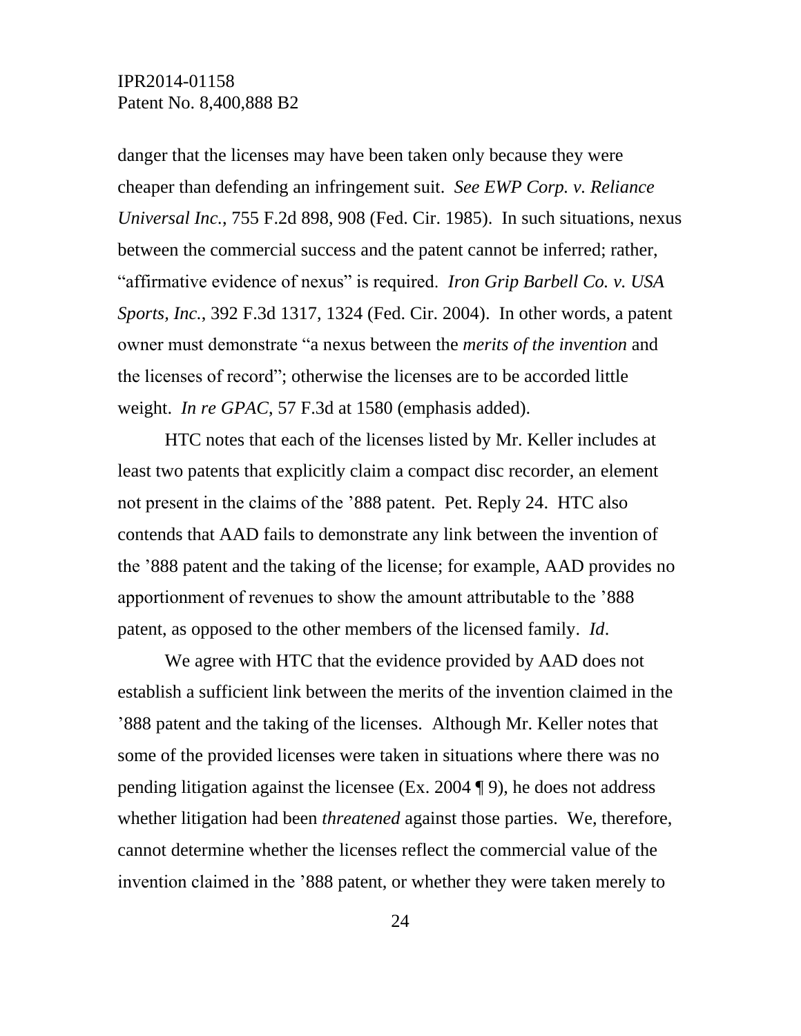danger that the licenses may have been taken only because they were cheaper than defending an infringement suit. *See EWP Corp. v. Reliance Universal Inc.*, 755 F.2d 898, 908 (Fed. Cir. 1985). In such situations, nexus between the commercial success and the patent cannot be inferred; rather, "affirmative evidence of nexus" is required. *Iron Grip Barbell Co. v. USA Sports, Inc.*, 392 F.3d 1317, 1324 (Fed. Cir. 2004). In other words, a patent owner must demonstrate "a nexus between the *merits of the invention* and the licenses of record"; otherwise the licenses are to be accorded little weight. *In re GPAC*, 57 F.3d at 1580 (emphasis added).

HTC notes that each of the licenses listed by Mr. Keller includes at least two patents that explicitly claim a compact disc recorder, an element not present in the claims of the '888 patent. Pet. Reply 24. HTC also contends that AAD fails to demonstrate any link between the invention of the '888 patent and the taking of the license; for example, AAD provides no apportionment of revenues to show the amount attributable to the '888 patent, as opposed to the other members of the licensed family. *Id*.

We agree with HTC that the evidence provided by AAD does not establish a sufficient link between the merits of the invention claimed in the '888 patent and the taking of the licenses. Although Mr. Keller notes that some of the provided licenses were taken in situations where there was no pending litigation against the licensee (Ex. 2004 ¶ 9), he does not address whether litigation had been *threatened* against those parties. We, therefore, cannot determine whether the licenses reflect the commercial value of the invention claimed in the '888 patent, or whether they were taken merely to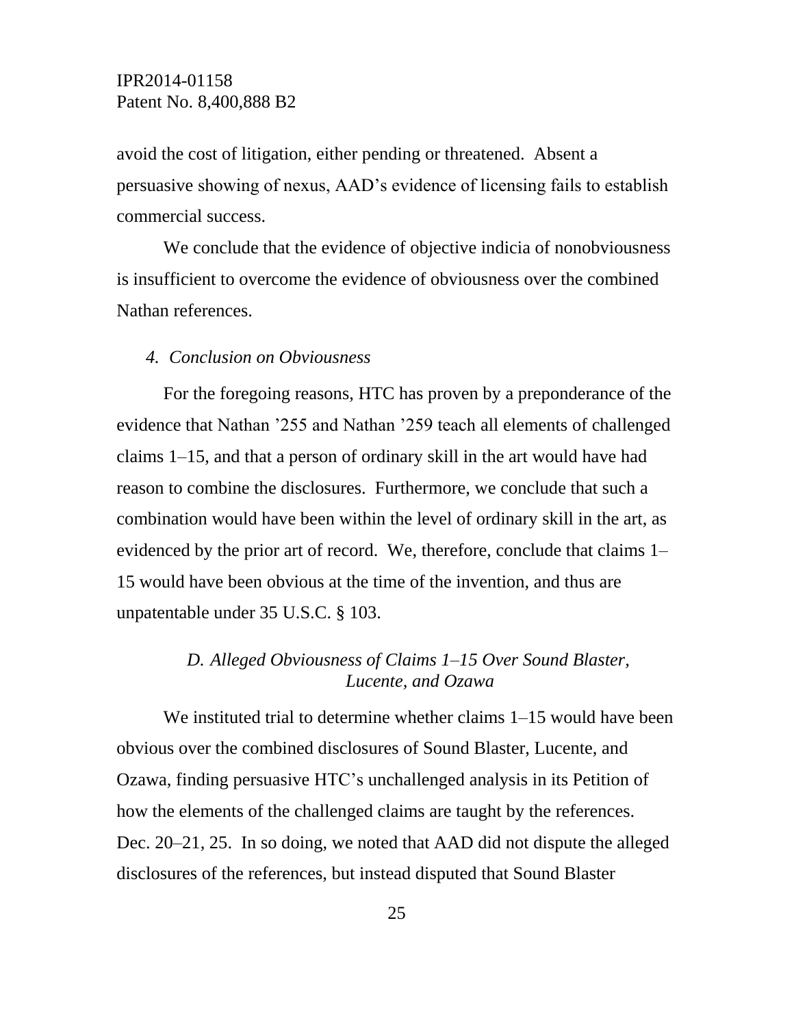avoid the cost of litigation, either pending or threatened. Absent a persuasive showing of nexus, AAD's evidence of licensing fails to establish commercial success.

We conclude that the evidence of objective indicia of nonobviousness is insufficient to overcome the evidence of obviousness over the combined Nathan references.

*4. Conclusion on Obviousness*

For the foregoing reasons, HTC has proven by a preponderance of the evidence that Nathan '255 and Nathan '259 teach all elements of challenged claims 1–15, and that a person of ordinary skill in the art would have had reason to combine the disclosures. Furthermore, we conclude that such a combination would have been within the level of ordinary skill in the art, as evidenced by the prior art of record. We, therefore, conclude that claims 1–15 would have been obvious at the time of the invention, and thus are unpatentable under 35 U.S.C. § 103.

*D. Alleged Obviousness of Claims 1–15 Over Sound Blaster, Lucente, and Ozawa*

We instituted trial to determine whether claims 1–15 would have been obvious over the combined disclosures of Sound Blaster, Lucente, and Ozawa, finding persuasive HTC's unchallenged analysis in its Petition of how the elements of the challenged claims are taught by the references. Dec. 20–21, 25. In so doing, we noted that AAD did not dispute the alleged disclosures of the references, but instead disputed that Sound Blaster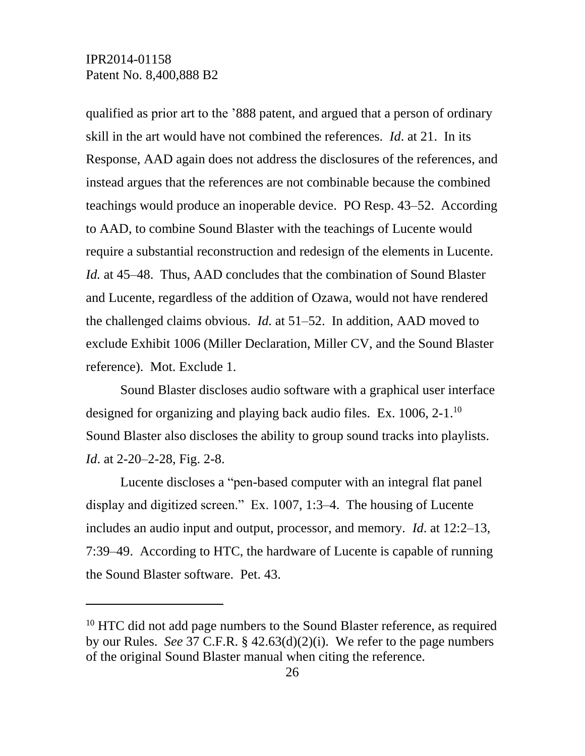qualified as prior art to the ’888 patent, and argued that a person of ordinary skill in the art would have not combined the references. *Id*. at 21. In its Response, AAD again does not address the disclosures of the references, and instead argues that the references are not combinable because the combined teachings would produce an inoperable device. PO Resp. 43–52. According to AAD, to combine Sound Blaster with the teachings of Lucente would require a substantial reconstruction and redesign of the elements in Lucente. *Id.* at 45–48. Thus, AAD concludes that the combination of Sound Blaster and Lucente, regardless of the addition of Ozawa, would not have rendered the challenged claims obvious. *Id.* at 51–52. In addition, AAD moved to exclude Exhibit 1006 (Miller Declaration, Miller CV, and the Sound Blaster reference). Mot. Exclude 1.

Sound Blaster discloses audio software with a graphical user interface designed for organizing and playing back audio files. Ex. 1006, 2-1.[10] Sound Blaster also discloses the ability to group sound tracks into playlists. *Id*. at 2-20–2-28, Fig. 2-8.

Lucente discloses a “pen-based computer with an integral flat panel display and digitized screen.” Ex. 1007, 1:3–4. The housing of Lucente includes an audio input and output, processor, and memory. *Id*. at 12:2–13, 7:39–49. According to HTC, the hardware of Lucente is capable of running the Sound Blaster software. Pet. 43.

---

[10] HTC did not add page numbers to the Sound Blaster reference, as required by our Rules. *See* 37 C.F.R. § 42.63(d)(2)(i). We refer to the page numbers of the original Sound Blaster manual when citing the reference.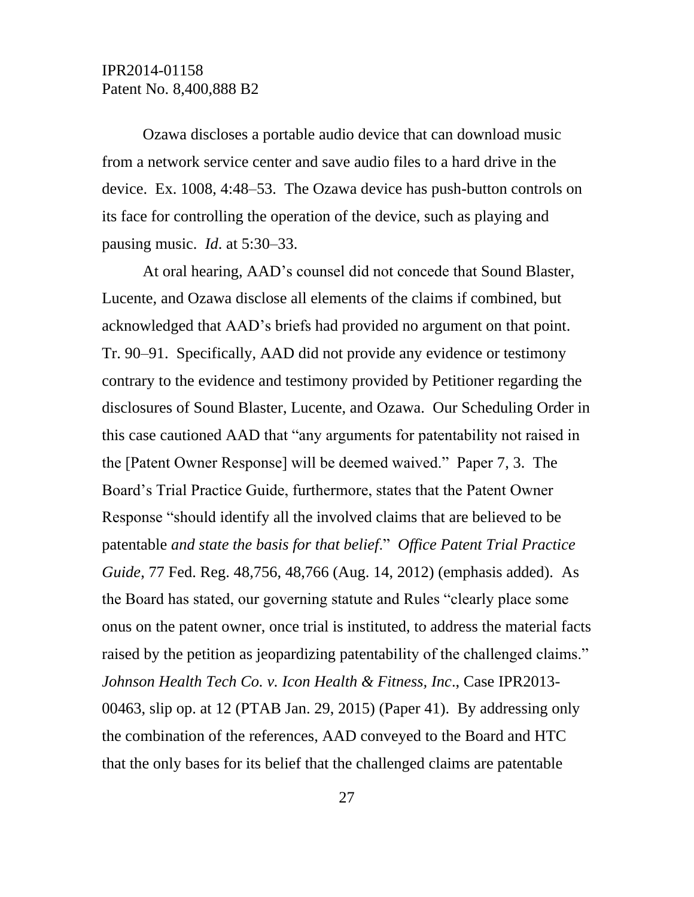Ozawa discloses a portable audio device that can download music from a network service center and save audio files to a hard drive in the device. Ex. 1008, 4:48–53. The Ozawa device has push-button controls on its face for controlling the operation of the device, such as playing and pausing music. *Id*. at 5:30–33.

At oral hearing, AAD's counsel did not concede that Sound Blaster, Lucente, and Ozawa disclose all elements of the claims if combined, but acknowledged that AAD's briefs had provided no argument on that point. Tr. 90–91. Specifically, AAD did not provide any evidence or testimony contrary to the evidence and testimony provided by Petitioner regarding the disclosures of Sound Blaster, Lucente, and Ozawa. Our Scheduling Order in this case cautioned AAD that "any arguments for patentability not raised in the [Patent Owner Response] will be deemed waived." Paper 7, 3. The Board's Trial Practice Guide, furthermore, states that the Patent Owner Response "should identify all the involved claims that are believed to be patentable *and state the basis for that belief*." *Office Patent Trial Practice Guide*, 77 Fed. Reg. 48,756, 48,766 (Aug. 14, 2012) (emphasis added). As the Board has stated, our governing statute and Rules "clearly place some onus on the patent owner, once trial is instituted, to address the material facts raised by the petition as jeopardizing patentability of the challenged claims." *Johnson Health Tech Co. v. Icon Health & Fitness, Inc*., Case IPR2013-00463, slip op. at 12 (PTAB Jan. 29, 2015) (Paper 41). By addressing only the combination of the references, AAD conveyed to the Board and HTC that the only bases for its belief that the challenged claims are patentable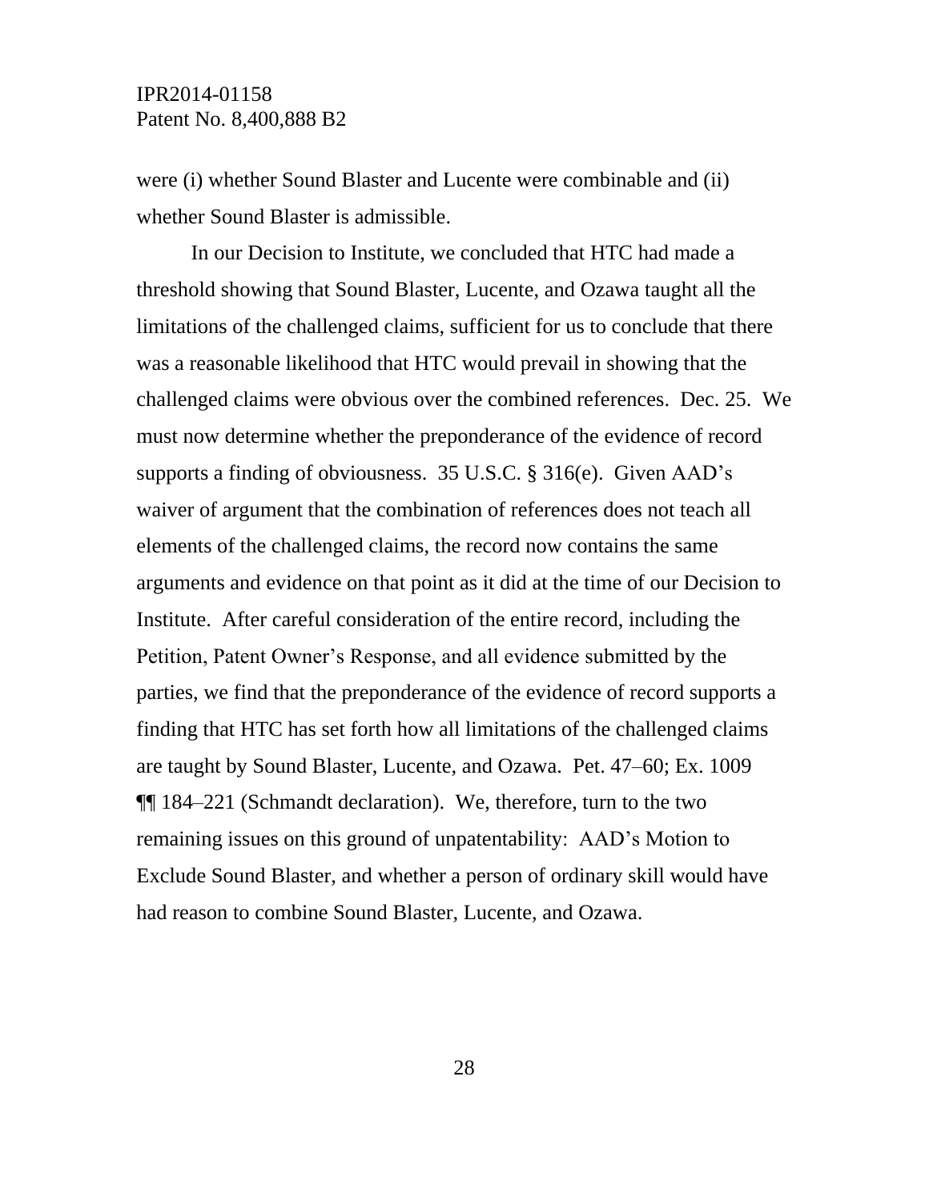were (i) whether Sound Blaster and Lucente were combinable and (ii) whether Sound Blaster is admissible.

In our Decision to Institute, we concluded that HTC had made a threshold showing that Sound Blaster, Lucente, and Ozawa taught all the limitations of the challenged claims, sufficient for us to conclude that there was a reasonable likelihood that HTC would prevail in showing that the challenged claims were obvious over the combined references. Dec. 25. We must now determine whether the preponderance of the evidence of record supports a finding of obviousness. 35 U.S.C. § 316(e). Given AAD's waiver of argument that the combination of references does not teach all elements of the challenged claims, the record now contains the same arguments and evidence on that point as it did at the time of our Decision to Institute. After careful consideration of the entire record, including the Petition, Patent Owner's Response, and all evidence submitted by the parties, we find that the preponderance of the evidence of record supports a finding that HTC has set forth how all limitations of the challenged claims are taught by Sound Blaster, Lucente, and Ozawa. Pet. 47–60; Ex. 1009 ¶¶ 184–221 (Schmandt declaration). We, therefore, turn to the two remaining issues on this ground of unpatentability: AAD's Motion to Exclude Sound Blaster, and whether a person of ordinary skill would have had reason to combine Sound Blaster, Lucente, and Ozawa.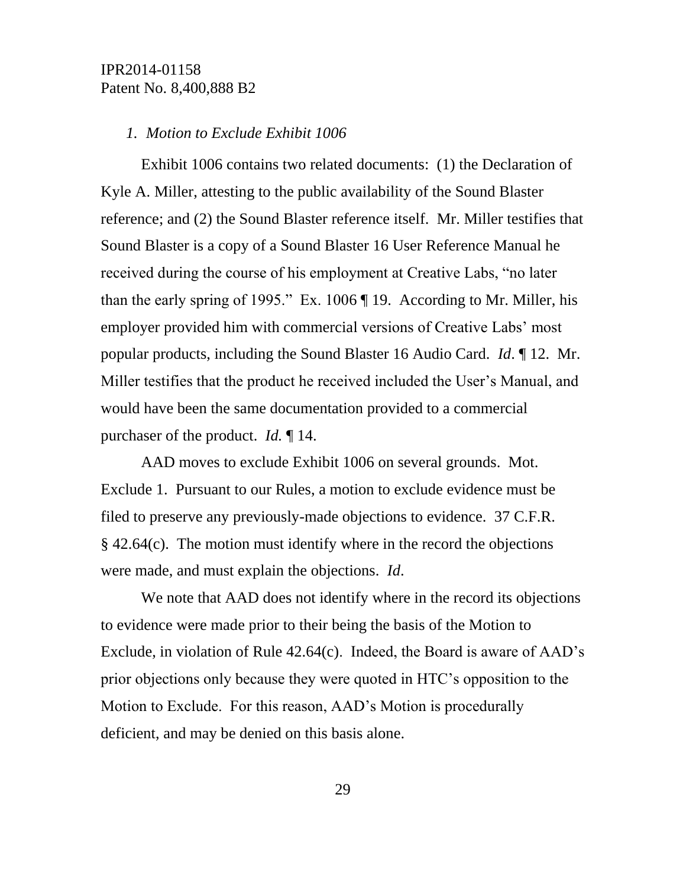*1. Motion to Exclude Exhibit 1006*

Exhibit 1006 contains two related documents: (1) the Declaration of Kyle A. Miller, attesting to the public availability of the Sound Blaster reference; and (2) the Sound Blaster reference itself. Mr. Miller testifies that Sound Blaster is a copy of a Sound Blaster 16 User Reference Manual he received during the course of his employment at Creative Labs, "no later than the early spring of 1995." Ex. 1006 ¶ 19. According to Mr. Miller, his employer provided him with commercial versions of Creative Labs' most popular products, including the Sound Blaster 16 Audio Card. *Id*. ¶ 12. Mr. Miller testifies that the product he received included the User's Manual, and would have been the same documentation provided to a commercial purchaser of the product. *Id.* ¶ 14.

AAD moves to exclude Exhibit 1006 on several grounds. Mot. Exclude 1. Pursuant to our Rules, a motion to exclude evidence must be filed to preserve any previously-made objections to evidence. 37 C.F.R. § 42.64(c). The motion must identify where in the record the objections were made, and must explain the objections. *Id*.

We note that AAD does not identify where in the record its objections to evidence were made prior to their being the basis of the Motion to Exclude, in violation of Rule 42.64(c). Indeed, the Board is aware of AAD's prior objections only because they were quoted in HTC's opposition to the Motion to Exclude. For this reason, AAD's Motion is procedurally deficient, and may be denied on this basis alone.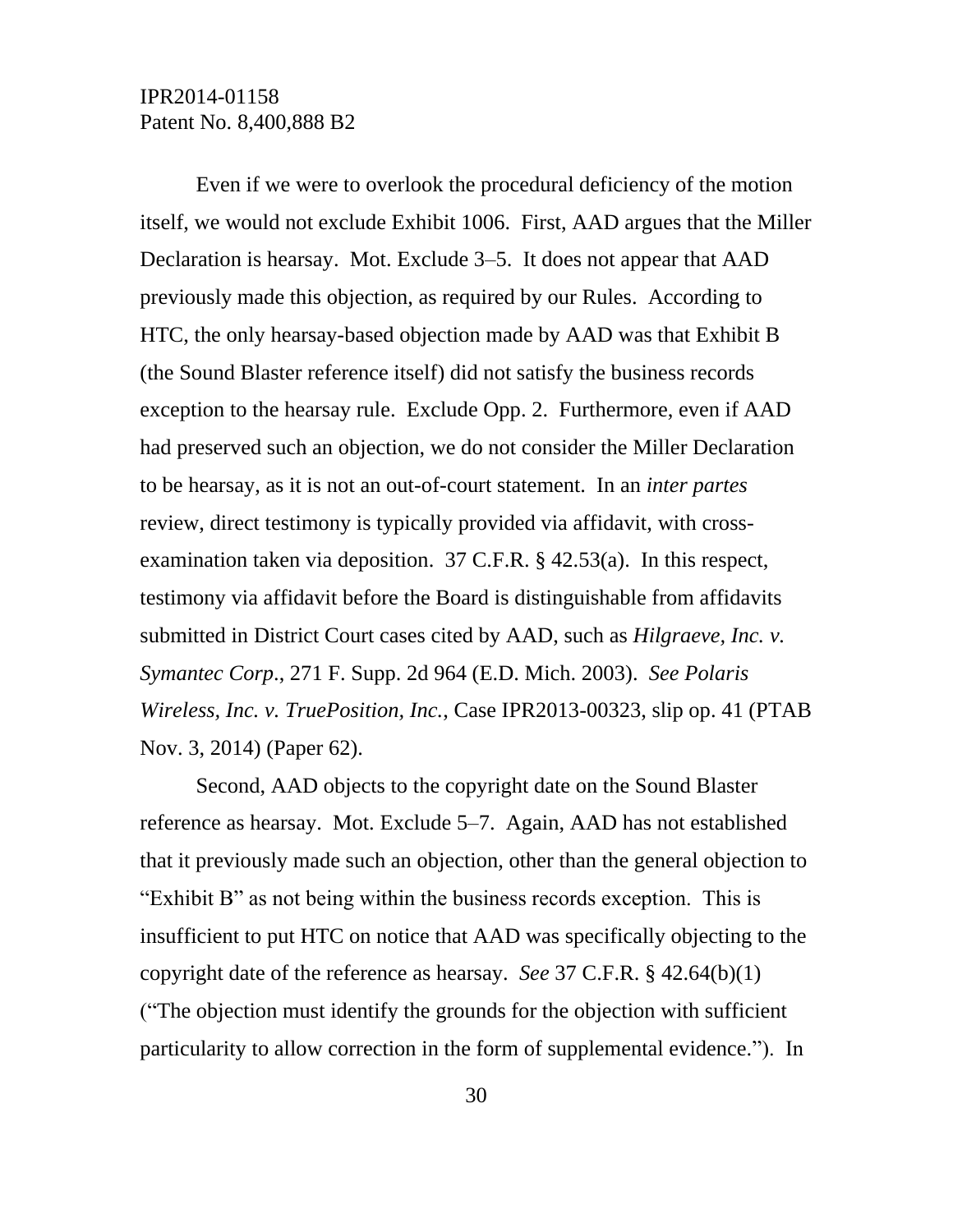Even if we were to overlook the procedural deficiency of the motion itself, we would not exclude Exhibit 1006. First, AAD argues that the Miller Declaration is hearsay. Mot. Exclude 3–5. It does not appear that AAD previously made this objection, as required by our Rules. According to HTC, the only hearsay-based objection made by AAD was that Exhibit B (the Sound Blaster reference itself) did not satisfy the business records exception to the hearsay rule. Exclude Opp. 2. Furthermore, even if AAD had preserved such an objection, we do not consider the Miller Declaration to be hearsay, as it is not an out-of-court statement. In an *inter partes* review, direct testimony is typically provided via affidavit, with cross-examination taken via deposition. 37 C.F.R. § 42.53(a). In this respect, testimony via affidavit before the Board is distinguishable from affidavits submitted in District Court cases cited by AAD, such as *Hilgraeve, Inc. v. Symantec Corp.*, 271 F. Supp. 2d 964 (E.D. Mich. 2003). *See Polaris Wireless, Inc. v. TruePosition, Inc.*, Case IPR2013-00323, slip op. 41 (PTAB Nov. 3, 2014) (Paper 62).

Second, AAD objects to the copyright date on the Sound Blaster reference as hearsay. Mot. Exclude 5–7. Again, AAD has not established that it previously made such an objection, other than the general objection to "Exhibit B" as not being within the business records exception. This is insufficient to put HTC on notice that AAD was specifically objecting to the copyright date of the reference as hearsay. *See* 37 C.F.R. § 42.64(b)(1) ("The objection must identify the grounds for the objection with sufficient particularity to allow correction in the form of supplemental evidence."). In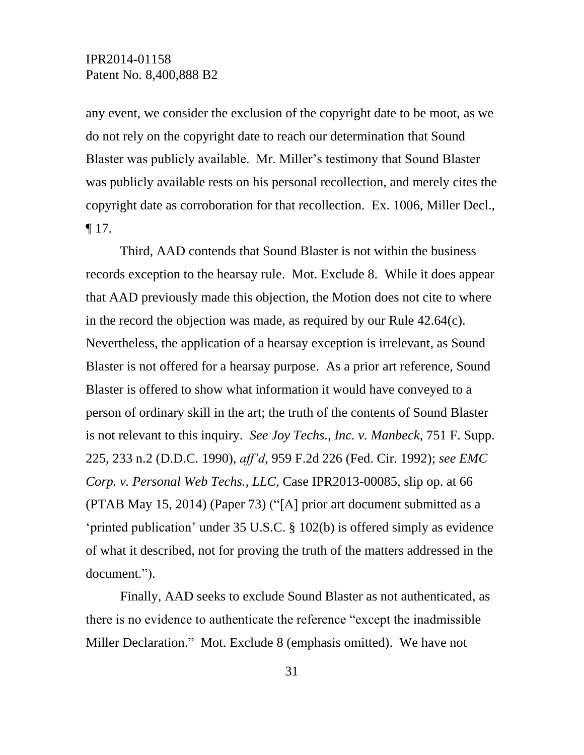any event, we consider the exclusion of the copyright date to be moot, as we do not rely on the copyright date to reach our determination that Sound Blaster was publicly available. Mr. Miller's testimony that Sound Blaster was publicly available rests on his personal recollection, and merely cites the copyright date as corroboration for that recollection. Ex. 1006, Miller Decl., ¶ 17.

Third, AAD contends that Sound Blaster is not within the business records exception to the hearsay rule. Mot. Exclude 8. While it does appear that AAD previously made this objection, the Motion does not cite to where in the record the objection was made, as required by our Rule 42.64(c). Nevertheless, the application of a hearsay exception is irrelevant, as Sound Blaster is not offered for a hearsay purpose. As a prior art reference, Sound Blaster is offered to show what information it would have conveyed to a person of ordinary skill in the art; the truth of the contents of Sound Blaster is not relevant to this inquiry. *See Joy Techs., Inc. v. Manbeck*, 751 F. Supp. 225, 233 n.2 (D.D.C. 1990), *aff'd*, 959 F.2d 226 (Fed. Cir. 1992); *see EMC Corp. v. Personal Web Techs., LLC*, Case IPR2013-00085, slip op. at 66 (PTAB May 15, 2014) (Paper 73) ("[A] prior art document submitted as a 'printed publication' under 35 U.S.C. § 102(b) is offered simply as evidence of what it described, not for proving the truth of the matters addressed in the document.").

Finally, AAD seeks to exclude Sound Blaster as not authenticated, as there is no evidence to authenticate the reference "except the inadmissible Miller Declaration." Mot. Exclude 8 (emphasis omitted). We have not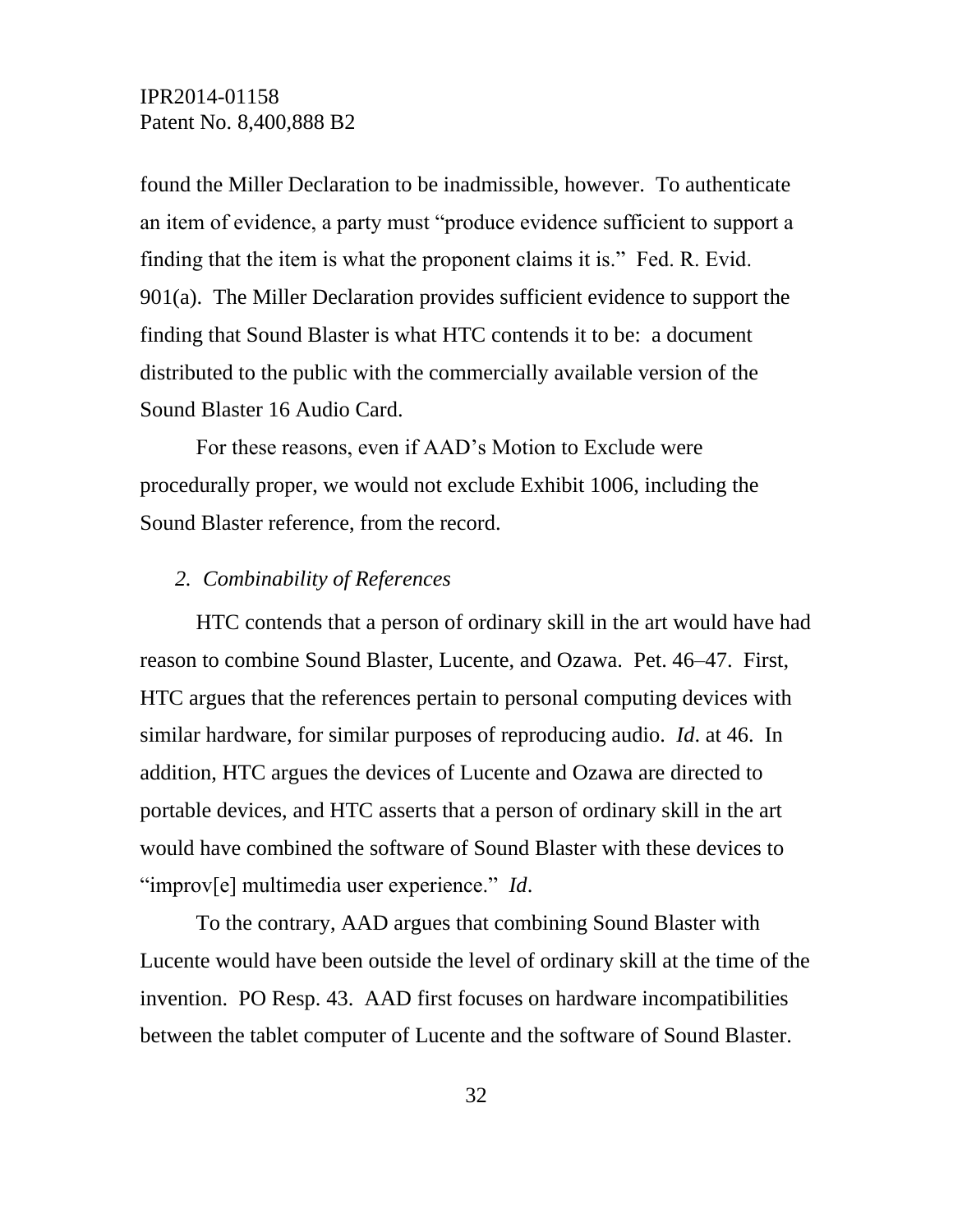found the Miller Declaration to be inadmissible, however. To authenticate an item of evidence, a party must "produce evidence sufficient to support a finding that the item is what the proponent claims it is." Fed. R. Evid. 901(a). The Miller Declaration provides sufficient evidence to support the finding that Sound Blaster is what HTC contends it to be: a document distributed to the public with the commercially available version of the Sound Blaster 16 Audio Card.

For these reasons, even if AAD's Motion to Exclude were procedurally proper, we would not exclude Exhibit 1006, including the Sound Blaster reference, from the record.

### *2. Combinability of References*

HTC contends that a person of ordinary skill in the art would have had reason to combine Sound Blaster, Lucente, and Ozawa. Pet. 46–47. First, HTC argues that the references pertain to personal computing devices with similar hardware, for similar purposes of reproducing audio. *Id*. at 46. In addition, HTC argues the devices of Lucente and Ozawa are directed to portable devices, and HTC asserts that a person of ordinary skill in the art would have combined the software of Sound Blaster with these devices to "improv[e] multimedia user experience." *Id*.

To the contrary, AAD argues that combining Sound Blaster with Lucente would have been outside the level of ordinary skill at the time of the invention. PO Resp. 43. AAD first focuses on hardware incompatibilities between the tablet computer of Lucente and the software of Sound Blaster.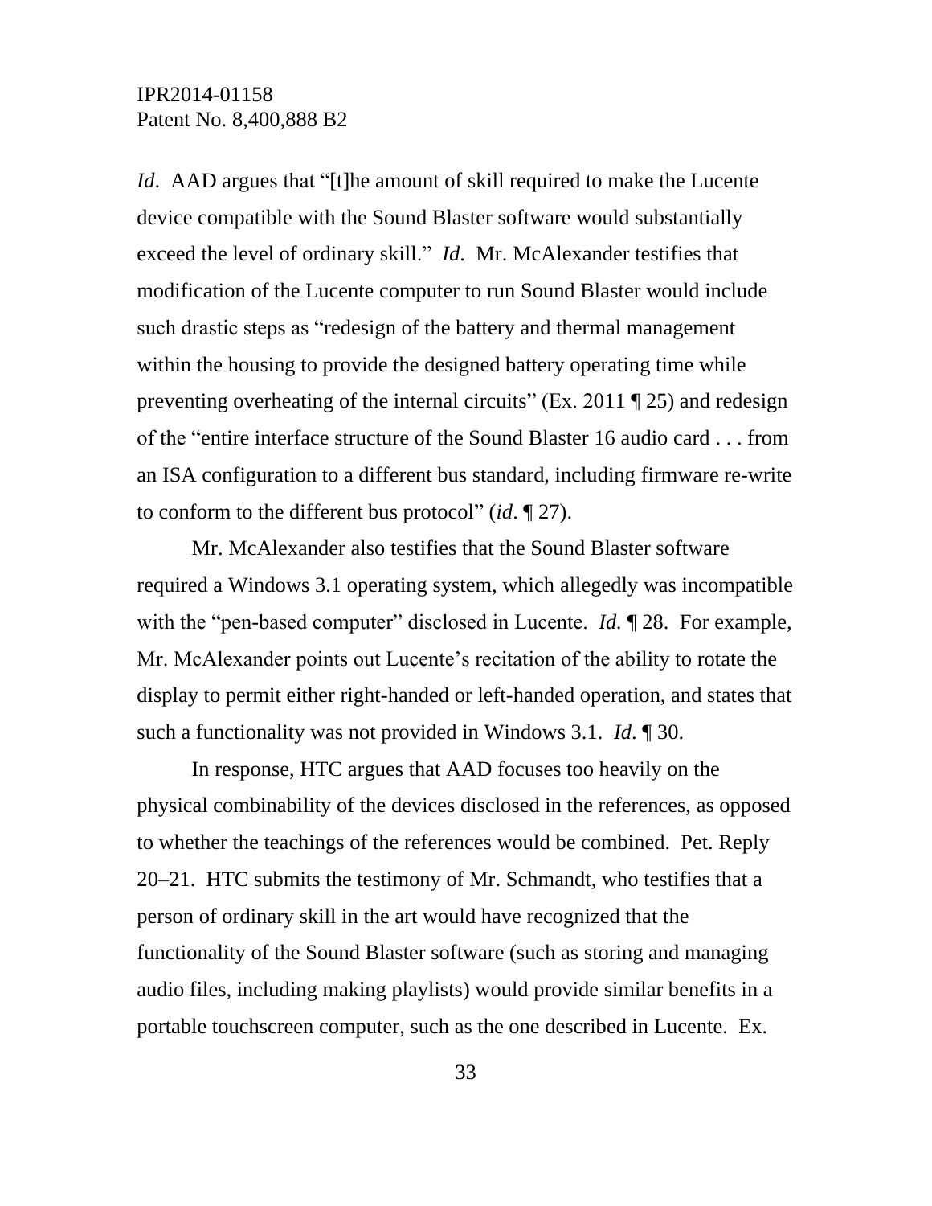*Id*. AAD argues that "[t]he amount of skill required to make the Lucente device compatible with the Sound Blaster software would substantially exceed the level of ordinary skill." *Id*. Mr. McAlexander testifies that modification of the Lucente computer to run Sound Blaster would include such drastic steps as "redesign of the battery and thermal management within the housing to provide the designed battery operating time while preventing overheating of the internal circuits" (Ex. 2011 ¶ 25) and redesign of the "entire interface structure of the Sound Blaster 16 audio card . . . from an ISA configuration to a different bus standard, including firmware re-write to conform to the different bus protocol" (*id*. ¶ 27).

Mr. McAlexander also testifies that the Sound Blaster software required a Windows 3.1 operating system, which allegedly was incompatible with the "pen-based computer" disclosed in Lucente. *Id.* ¶ 28. For example, Mr. McAlexander points out Lucente's recitation of the ability to rotate the display to permit either right-handed or left-handed operation, and states that such a functionality was not provided in Windows 3.1. *Id.* ¶ 30.

In response, HTC argues that AAD focuses too heavily on the physical combinability of the devices disclosed in the references, as opposed to whether the teachings of the references would be combined. Pet. Reply 20–21. HTC submits the testimony of Mr. Schmandt, who testifies that a person of ordinary skill in the art would have recognized that the functionality of the Sound Blaster software (such as storing and managing audio files, including making playlists) would provide similar benefits in a portable touchscreen computer, such as the one described in Lucente. Ex.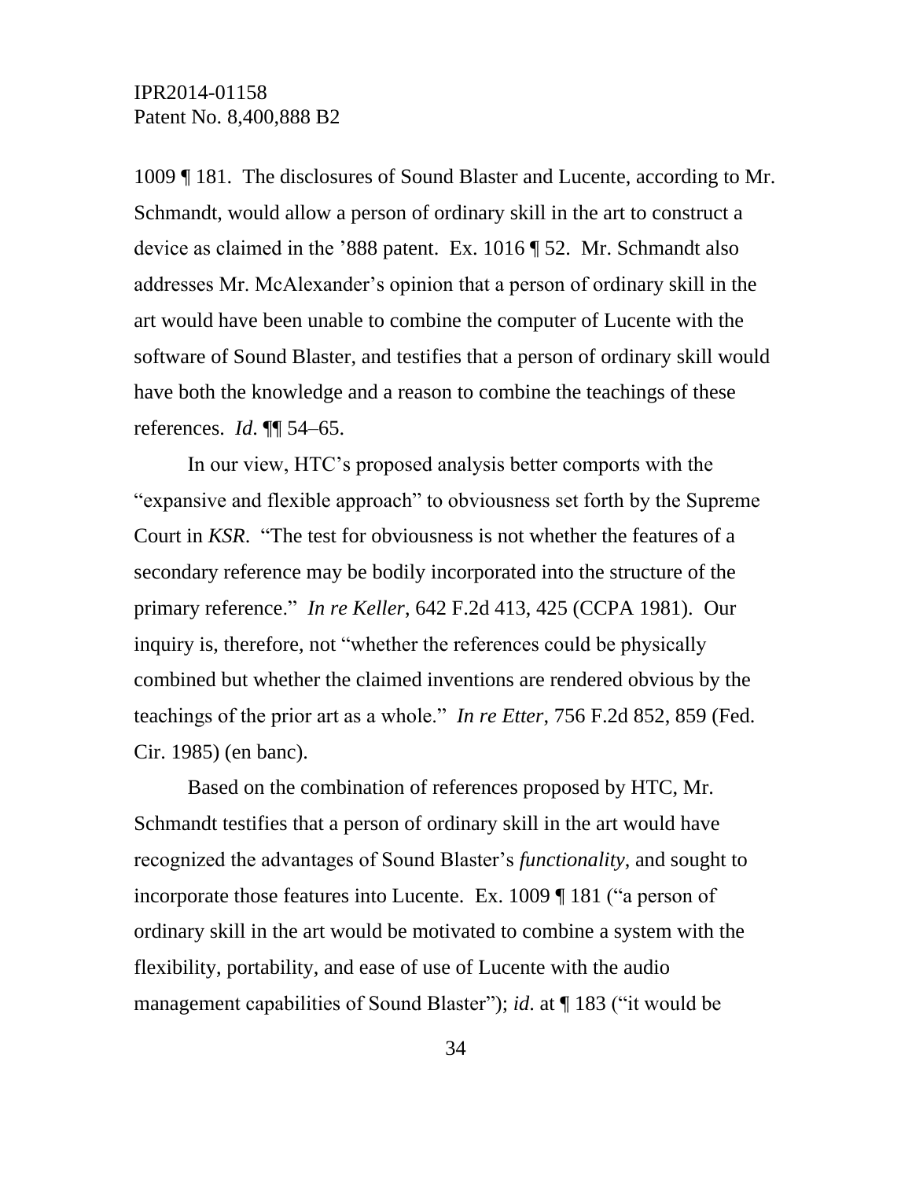1009 ¶ 181. The disclosures of Sound Blaster and Lucente, according to Mr. Schmandt, would allow a person of ordinary skill in the art to construct a device as claimed in the '888 patent. Ex. 1016 ¶ 52. Mr. Schmandt also addresses Mr. McAlexander's opinion that a person of ordinary skill in the art would have been unable to combine the computer of Lucente with the software of Sound Blaster, and testifies that a person of ordinary skill would have both the knowledge and a reason to combine the teachings of these references. *Id*. ¶¶ 54–65.

In our view, HTC's proposed analysis better comports with the "expansive and flexible approach" to obviousness set forth by the Supreme Court in *KSR*. "The test for obviousness is not whether the features of a secondary reference may be bodily incorporated into the structure of the primary reference." *In re Keller*, 642 F.2d 413, 425 (CCPA 1981). Our inquiry is, therefore, not "whether the references could be physically combined but whether the claimed inventions are rendered obvious by the teachings of the prior art as a whole." *In re Etter*, 756 F.2d 852, 859 (Fed. Cir. 1985) (en banc).

Based on the combination of references proposed by HTC, Mr. Schmandt testifies that a person of ordinary skill in the art would have recognized the advantages of Sound Blaster's *functionality,* and sought to incorporate those features into Lucente. Ex. 1009 ¶ 181 ("a person of ordinary skill in the art would be motivated to combine a system with the flexibility, portability, and ease of use of Lucente with the audio management capabilities of Sound Blaster"); *id.* at ¶ 183 ("it would be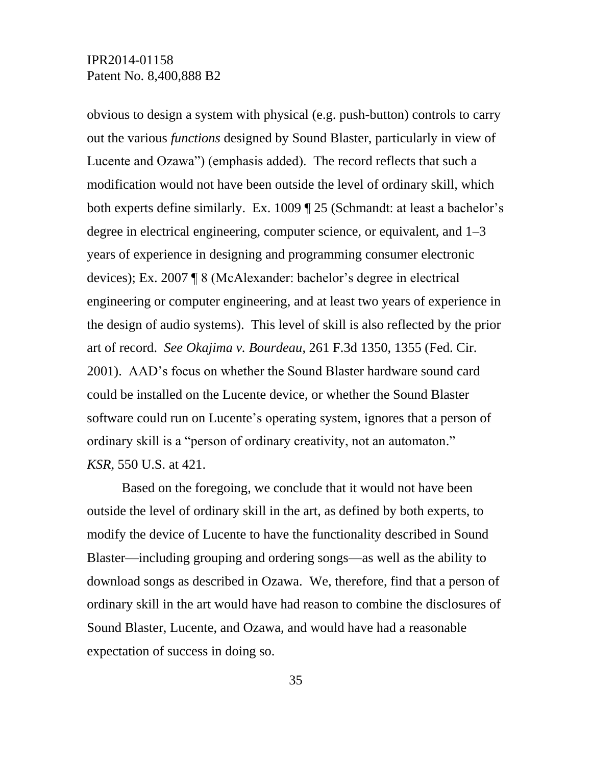obvious to design a system with physical (e.g. push-button) controls to carry out the various *functions* designed by Sound Blaster, particularly in view of Lucente and Ozawa") (emphasis added). The record reflects that such a modification would not have been outside the level of ordinary skill, which both experts define similarly. Ex. 1009 ¶ 25 (Schmandt: at least a bachelor's degree in electrical engineering, computer science, or equivalent, and 1–3 years of experience in designing and programming consumer electronic devices); Ex. 2007 ¶ 8 (McAlexander: bachelor's degree in electrical engineering or computer engineering, and at least two years of experience in the design of audio systems). This level of skill is also reflected by the prior art of record. *See Okajima v. Bourdeau*, 261 F.3d 1350, 1355 (Fed. Cir. 2001). AAD's focus on whether the Sound Blaster hardware sound card could be installed on the Lucente device, or whether the Sound Blaster software could run on Lucente's operating system, ignores that a person of ordinary skill is a "person of ordinary creativity, not an automaton." *KSR*, 550 U.S. at 421.

Based on the foregoing, we conclude that it would not have been outside the level of ordinary skill in the art, as defined by both experts, to modify the device of Lucente to have the functionality described in Sound Blaster—including grouping and ordering songs—as well as the ability to download songs as described in Ozawa. We, therefore, find that a person of ordinary skill in the art would have had reason to combine the disclosures of Sound Blaster, Lucente, and Ozawa, and would have had a reasonable expectation of success in doing so.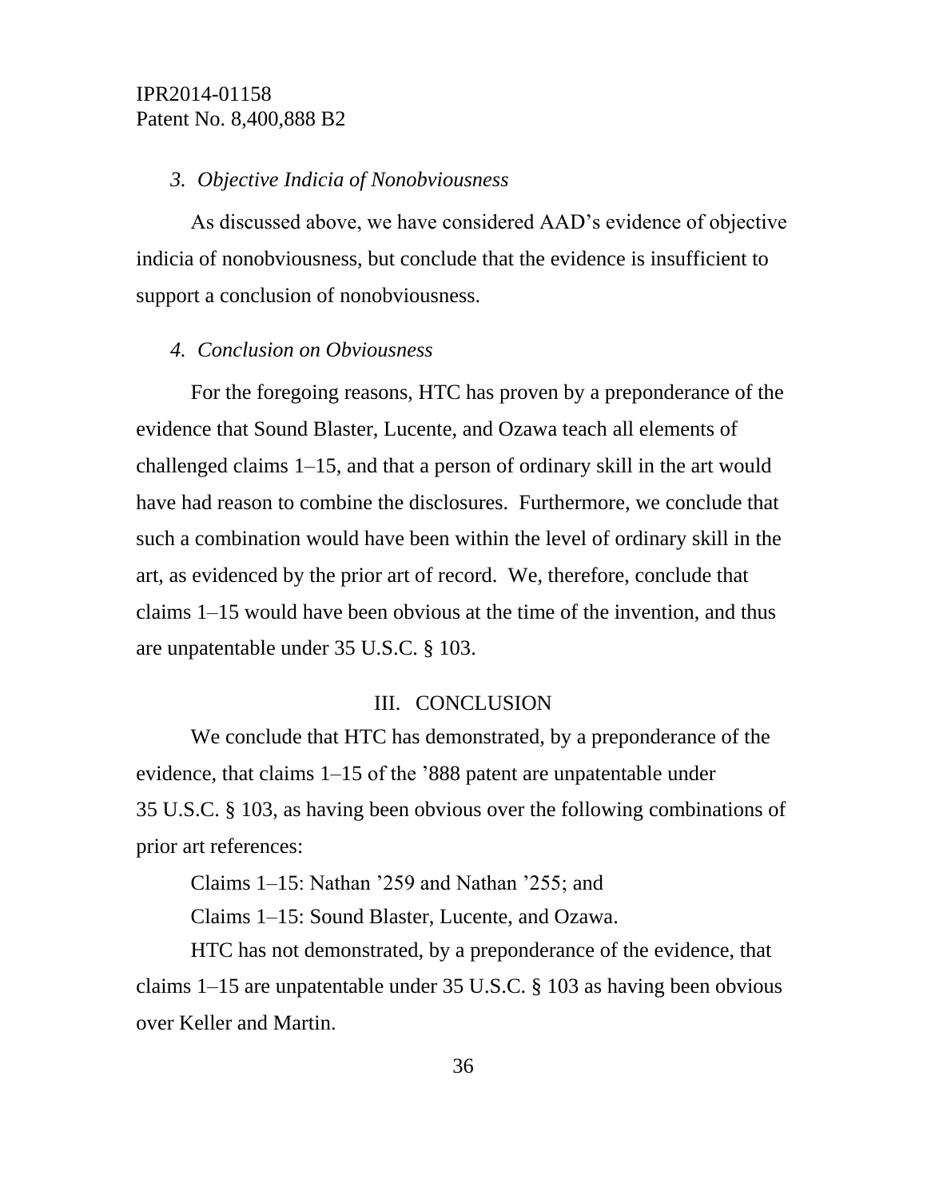### *3. Objective Indicia of Nonobviousness*

As discussed above, we have considered AAD's evidence of objective indicia of nonobviousness, but conclude that the evidence is insufficient to support a conclusion of nonobviousness.

### *4. Conclusion on Obviousness*

For the foregoing reasons, HTC has proven by a preponderance of the evidence that Sound Blaster, Lucente, and Ozawa teach all elements of challenged claims 1–15, and that a person of ordinary skill in the art would have had reason to combine the disclosures. Furthermore, we conclude that such a combination would have been within the level of ordinary skill in the art, as evidenced by the prior art of record. We, therefore, conclude that claims 1–15 would have been obvious at the time of the invention, and thus are unpatentable under 35 U.S.C. § 103.

## III. CONCLUSION

We conclude that HTC has demonstrated, by a preponderance of the evidence, that claims 1–15 of the '888 patent are unpatentable under 35 U.S.C. § 103, as having been obvious over the following combinations of prior art references:

Claims 1–15: Nathan '259 and Nathan '255; and

Claims 1–15: Sound Blaster, Lucente, and Ozawa.

HTC has not demonstrated, by a preponderance of the evidence, that claims 1–15 are unpatentable under 35 U.S.C. § 103 as having been obvious over Keller and Martin.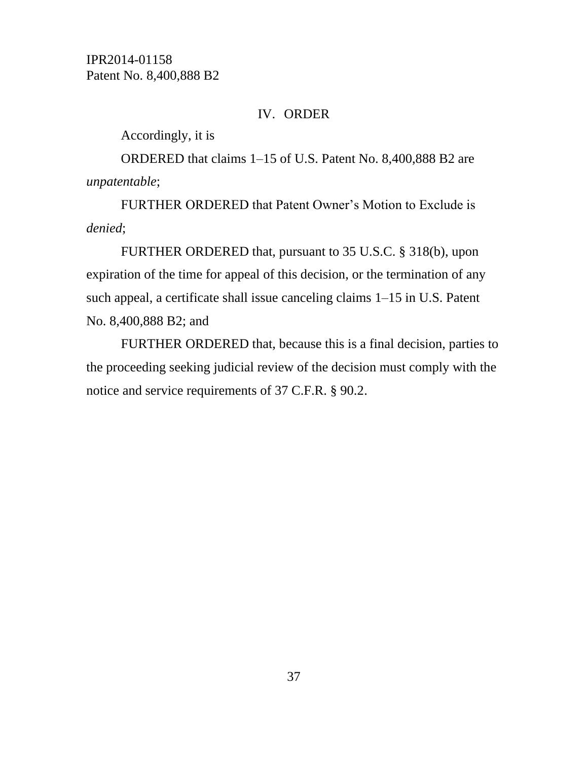## IV. ORDER

Accordingly, it is

ORDERED that claims 1–15 of U.S. Patent No. 8,400,888 B2 are *unpatentable*;

FURTHER ORDERED that Patent Owner's Motion to Exclude is *denied*;

FURTHER ORDERED that, pursuant to 35 U.S.C. § 318(b), upon expiration of the time for appeal of this decision, or the termination of any such appeal, a certificate shall issue canceling claims 1–15 in U.S. Patent No. 8,400,888 B2; and

FURTHER ORDERED that, because this is a final decision, parties to the proceeding seeking judicial review of the decision must comply with the notice and service requirements of 37 C.F.R. § 90.2.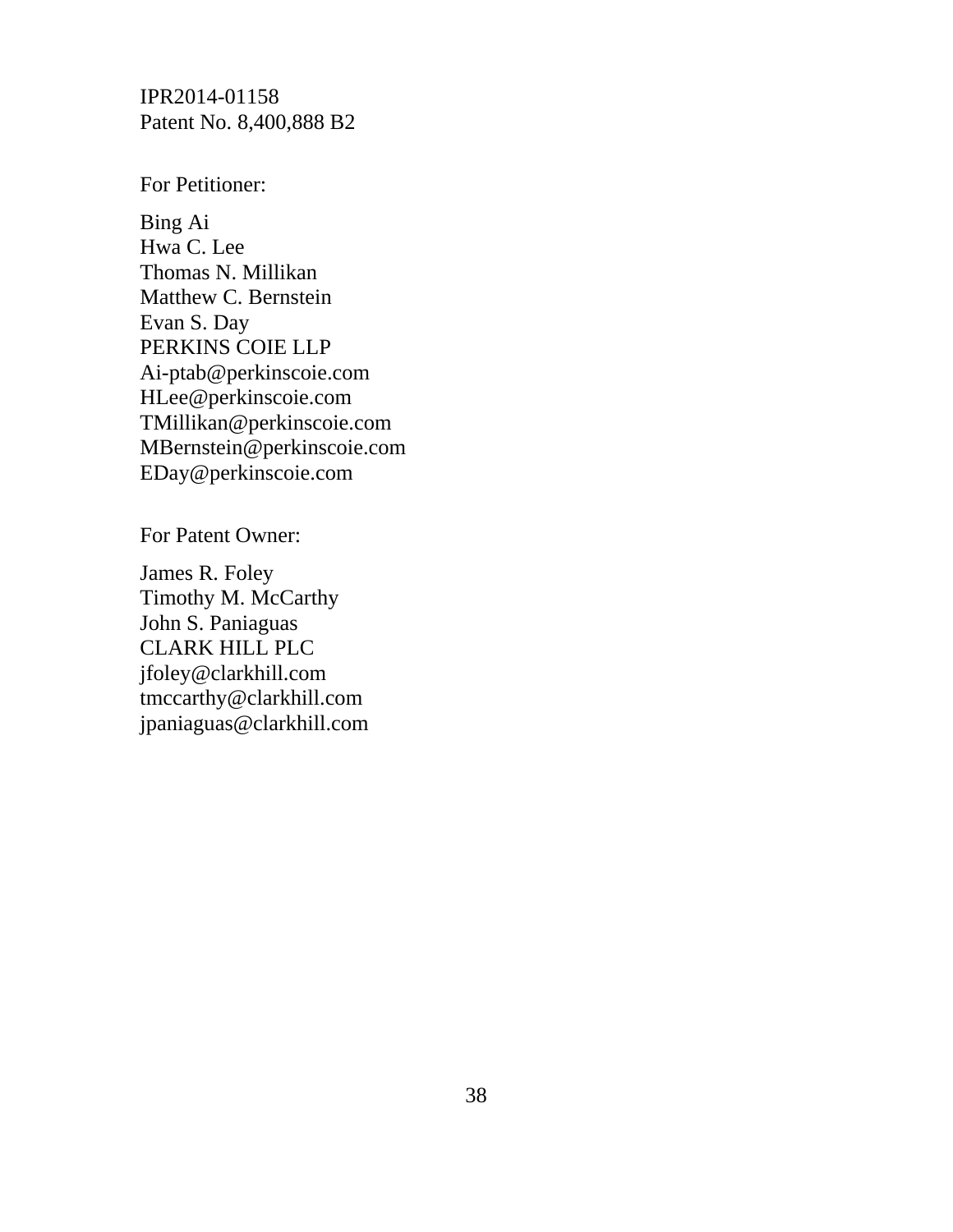IPR2014-01158
Patent No. 8,400,888 B2

For Petitioner:

Bing Ai
Hwa C. Lee
Thomas N. Millikan
Matthew C. Bernstein
Evan S. Day
PERKINS COIE LLP
Ai-ptab@perkinscoie.com
HLee@perkinscoie.com
TMillikan@perkinscoie.com
MBernstein@perkinscoie.com
EDay@perkinscoie.com

For Patent Owner:

James R. Foley
Timothy M. McCarthy
John S. Paniaguas
CLARK HILL PLC
jfoley@clarkhill.com
tmccarthy@clarkhill.com
jpaniaguas@clarkhill.com